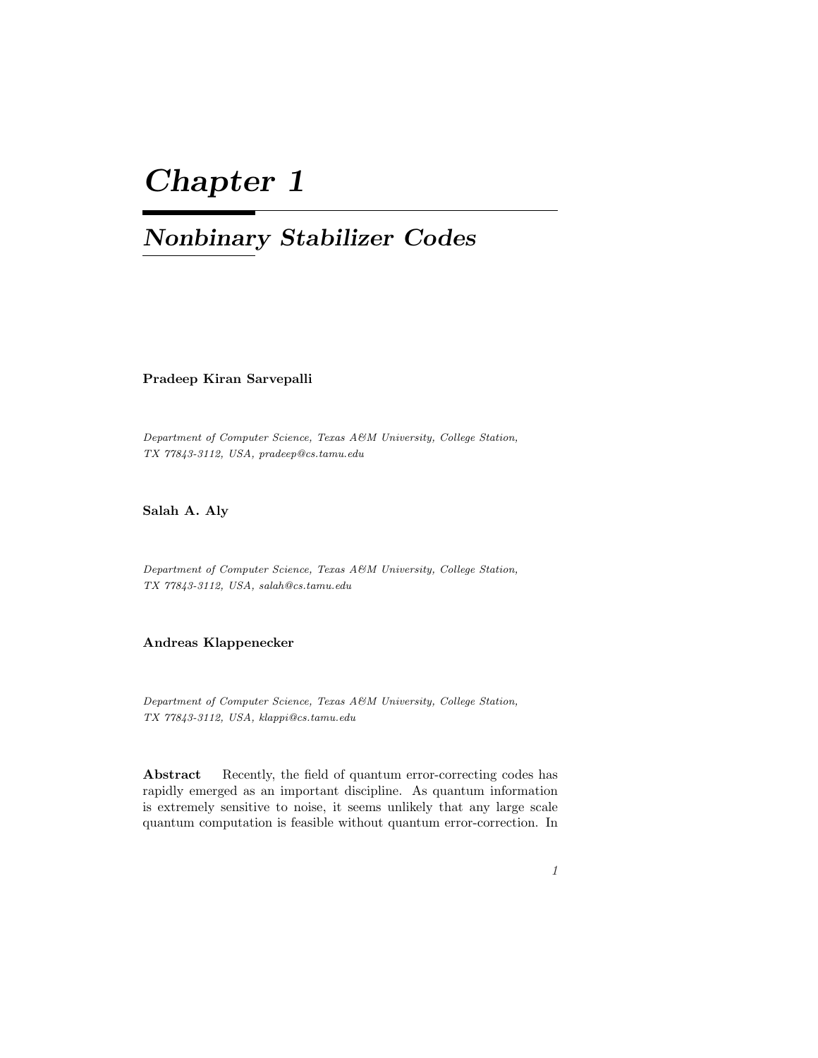# Chapter 1

## Nonbinary Stabilizer Codes

**Pradeep Kiran Sarvepalli**

*Department of Computer Science, Texas A&M University, College Station, TX 77843-3112, USA, pradeep@cs.tamu.edu*

**Salah A. Aly**

*Department of Computer Science, Texas A&M University, College Station, TX 77843-3112, USA, salah@cs.tamu.edu*

**Andreas Klappenecker**

*Department of Computer Science, Texas A&M University, College Station, TX 77843-3112, USA, klappi@cs.tamu.edu*

**Abstract** Recently, the field of quantum error-correcting codes has rapidly emerged as an important discipline. As quantum information is extremely sensitive to noise, it seems unlikely that any large scale quantum computation is feasible without quantum error-correction. In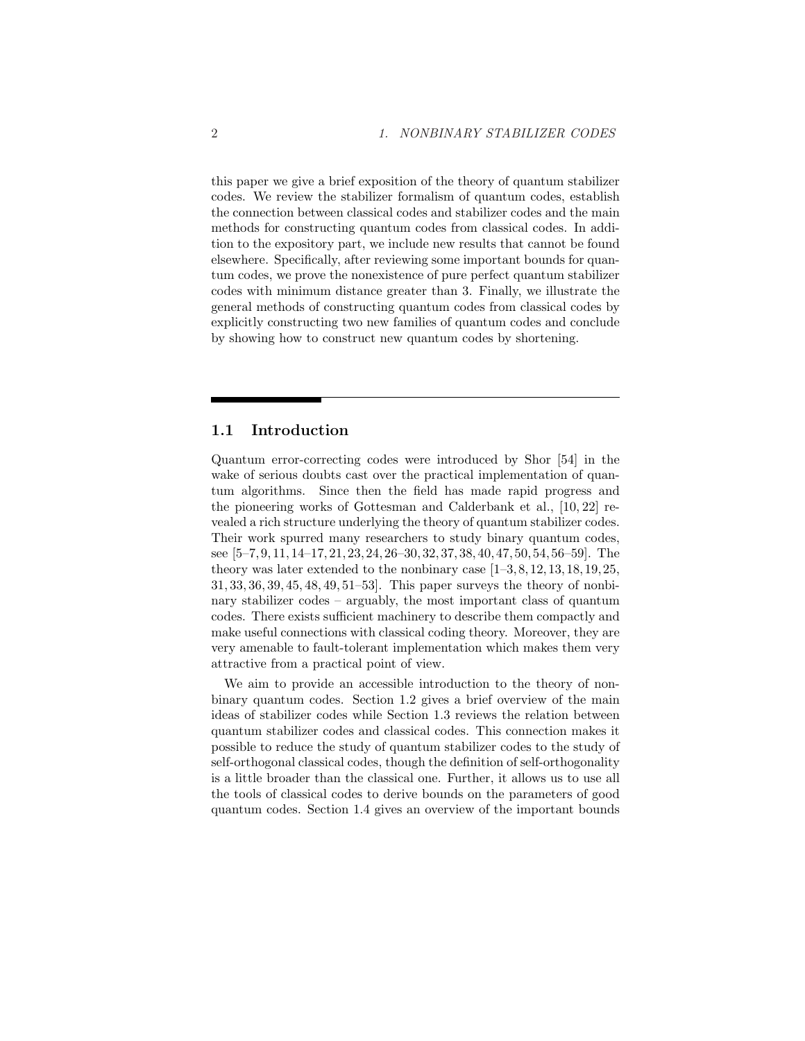this paper we give a brief exposition of the theory of quantum stabilizer codes. We review the stabilizer formalism of quantum codes, establish the connection between classical codes and stabilizer codes and the main methods for constructing quantum codes from classical codes. In addition to the expository part, we include new results that cannot be found elsewhere. Specifically, after reviewing some important bounds for quantum codes, we prove the nonexistence of pure perfect quantum stabilizer codes with minimum distance greater than 3. Finally, we illustrate the general methods of constructing quantum codes from classical codes by explicitly constructing two new families of quantum codes and conclude by showing how to construct new quantum codes by shortening.

## 1.1 Introduction

Quantum error-correcting codes were introduced by Shor [54] in the wake of serious doubts cast over the practical implementation of quantum algorithms. Since then the field has made rapid progress and the pioneering works of Gottesman and Calderbank et al., [10, 22] revealed a rich structure underlying the theory of quantum stabilizer codes. Their work spurred many researchers to study binary quantum codes, see [5–7, 9, 11, 14–17, 21, 23, 24, 26–30, 32, 37, 38, 40, 47, 50, 54, 56–59]. The theory was later extended to the nonbinary case [1–3, 8, 12, 13, 18, 19, 25, 31, 33, 36, 39, 45, 48, 49, 51–53]. This paper surveys the theory of nonbinary stabilizer codes – arguably, the most important class of quantum codes. There exists sufficient machinery to describe them compactly and make useful connections with classical coding theory. Moreover, they are very amenable to fault-tolerant implementation which makes them very attractive from a practical point of view.

We aim to provide an accessible introduction to the theory of nonbinary quantum codes. Section 1.2 gives a brief overview of the main ideas of stabilizer codes while Section 1.3 reviews the relation between quantum stabilizer codes and classical codes. This connection makes it possible to reduce the study of quantum stabilizer codes to the study of self-orthogonal classical codes, though the definition of self-orthogonality is a little broader than the classical one. Further, it allows us to use all the tools of classical codes to derive bounds on the parameters of good quantum codes. Section 1.4 gives an overview of the important bounds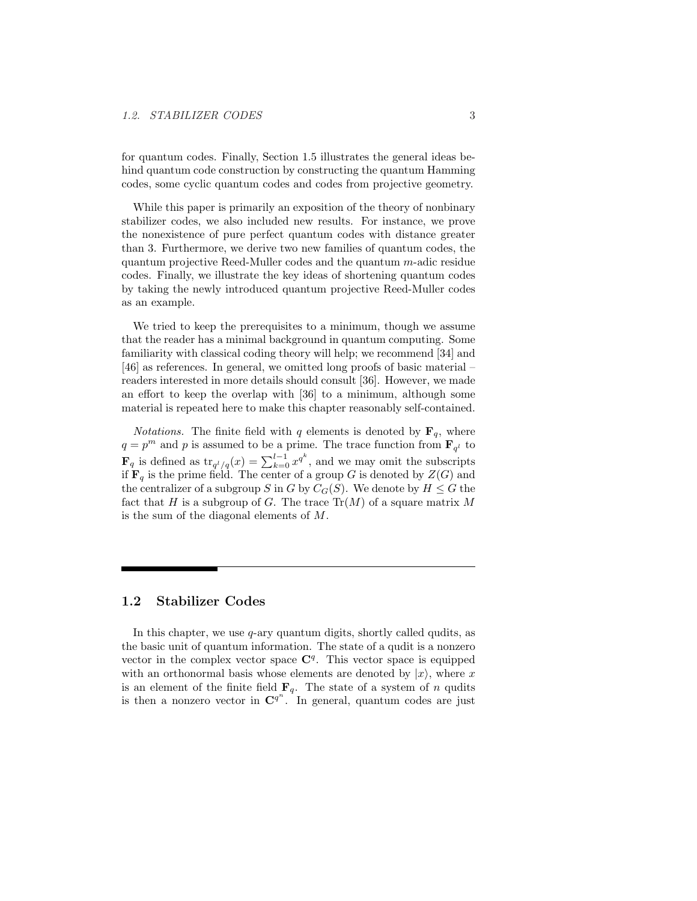for quantum codes. Finally, Section 1.5 illustrates the general ideas behind quantum code construction by constructing the quantum Hamming codes, some cyclic quantum codes and codes from projective geometry.

While this paper is primarily an exposition of the theory of nonbinary stabilizer codes, we also included new results. For instance, we prove the nonexistence of pure perfect quantum codes with distance greater than 3. Furthermore, we derive two new families of quantum codes, the quantum projective Reed-Muller codes and the quantum $m$-adic residue codes. Finally, we illustrate the key ideas of shortening quantum codes by taking the newly introduced quantum projective Reed-Muller codes as an example.

We tried to keep the prerequisites to a minimum, though we assume that the reader has a minimal background in quantum computing. Some familiarity with classical coding theory will help; we recommend [34] and [46] as references. In general, we omitted long proofs of basic material – readers interested in more details should consult [36]. However, we made an effort to keep the overlap with [36] to a minimum, although some material is repeated here to make this chapter reasonably self-contained.

*Notations.* The finite field with $q$ elements is denoted by $\mathbf{F}_q$, where $q = p^m$ and $p$ is assumed to be a prime. The trace function from $\mathbf{F}_{q^l}$ to $\mathbf{F}_q$ is defined as $\operatorname{tr}_{q^l/q}(x) = \sum_{k=0}^{l-1} x^{q^k}$, and we may omit the subscripts if $\mathbf{F}_q$ is the prime field. The center of a group $G$ is denoted by $Z(G)$ and the centralizer of a subgroup $S$ in $G$ by $C_G(S)$. We denote by $H \leq G$ the fact that $H$ is a subgroup of $G$. The trace $\operatorname{Tr}(M)$ of a square matrix $M$ is the sum of the diagonal elements of $M$.

## 1.2 Stabilizer Codes

In this chapter, we use $q$-ary quantum digits, shortly called qudits, as the basic unit of quantum information. The state of a qudit is a nonzero vector in the complex vector space $\mathbf{C}^q$. This vector space is equipped with an orthonormal basis whose elements are denoted by $|x\rangle$, where $x$ is an element of the finite field $\mathbf{F}_q$. The state of a system of $n$ qudits is then a nonzero vector in $\mathbf{C}^{q^n}$. In general, quantum codes are just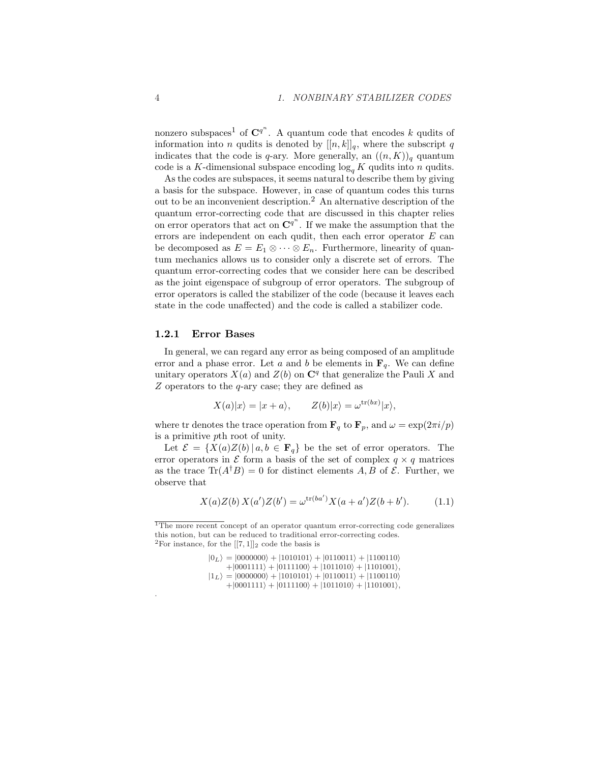nonzero subspaces[1] of $\mathbf{C}^{q^n}$. A quantum code that encodes $k$ qudits of information into $n$ qudits is denoted by $[[n,k]]_q$, where the subscript $q$ indicates that the code is $q$-ary. More generally, an $((n,K))_q$ quantum code is a $K$-dimensional subspace encoding $\log_q K$ qudits into $n$ qudits.

As the codes are subspaces, it seems natural to describe them by giving a basis for the subspace. However, in case of quantum codes this turns out to be an inconvenient description.[2] An alternative description of the quantum error-correcting code that are discussed in this chapter relies on error operators that act on $\mathbf{C}^{q^n}$. If we make the assumption that the errors are independent on each qudit, then each error operator $E$ can be decomposed as $E = E_1 \otimes \cdots \otimes E_n$. Furthermore, linearity of quantum mechanics allows us to consider only a discrete set of errors. The quantum error-correcting codes that we consider here can be described as the joint eigenspace of subgroup of error operators. The subgroup of error operators is called the stabilizer of the code (because it leaves each state in the code unaffected) and the code is called a stabilizer code.

### 1.2.1 Error Bases

In general, we can regard any error as being composed of an amplitude error and a phase error. Let $a$ and $b$ be elements in $\mathbf{F}_q$. We can define unitary operators $X(a)$ and $Z(b)$ on $\mathbf{C}^q$ that generalize the Pauli $X$ and $Z$ operators to the $q$-ary case; they are defined as

$$X(a)|x\rangle = |x+a\rangle, \qquad Z(b)|x\rangle = \omega^{\mathrm{tr}(bx)}|x\rangle,$$

where tr denotes the trace operation from $\mathbf{F}_q$ to $\mathbf{F}_p$, and $\omega = \exp(2\pi i/p)$ is a primitive $p$th root of unity.

Let $\mathcal{E} = \{X(a)Z(b)\,|\, a, b \in \mathbf{F}_q\}$ be the set of error operators. The error operators in $\mathcal{E}$ form a basis of the set of complex $q \times q$ matrices as the trace $\mathrm{Tr}(A^\dagger B) = 0$ for distinct elements $A, B$ of $\mathcal{E}$. Further, we observe that

$$X(a)Z(b)\,X(a')Z(b') = \omega^{\mathrm{tr}(ba')}X(a+a')Z(b+b'). \tag{1.1}$$

---

[1] The more recent concept of an operator quantum error-correcting code generalizes this notion, but can be reduced to traditional error-correcting codes.

[2] For instance, for the $[[7,1]]_2$ code the basis is

$$\begin{aligned}
|0_L\rangle &= |0000000\rangle + |1010101\rangle + |0110011\rangle + |1100110\rangle \\
&\quad + |0001111\rangle + |0111100\rangle + |1011010\rangle + |1101001\rangle, \\
|1_L\rangle &= |0000000\rangle + |1010101\rangle + |0110011\rangle + |1100110\rangle \\
&\quad + |0001111\rangle + |0111100\rangle + |1011010\rangle + |1101001\rangle,
\end{aligned}$$

.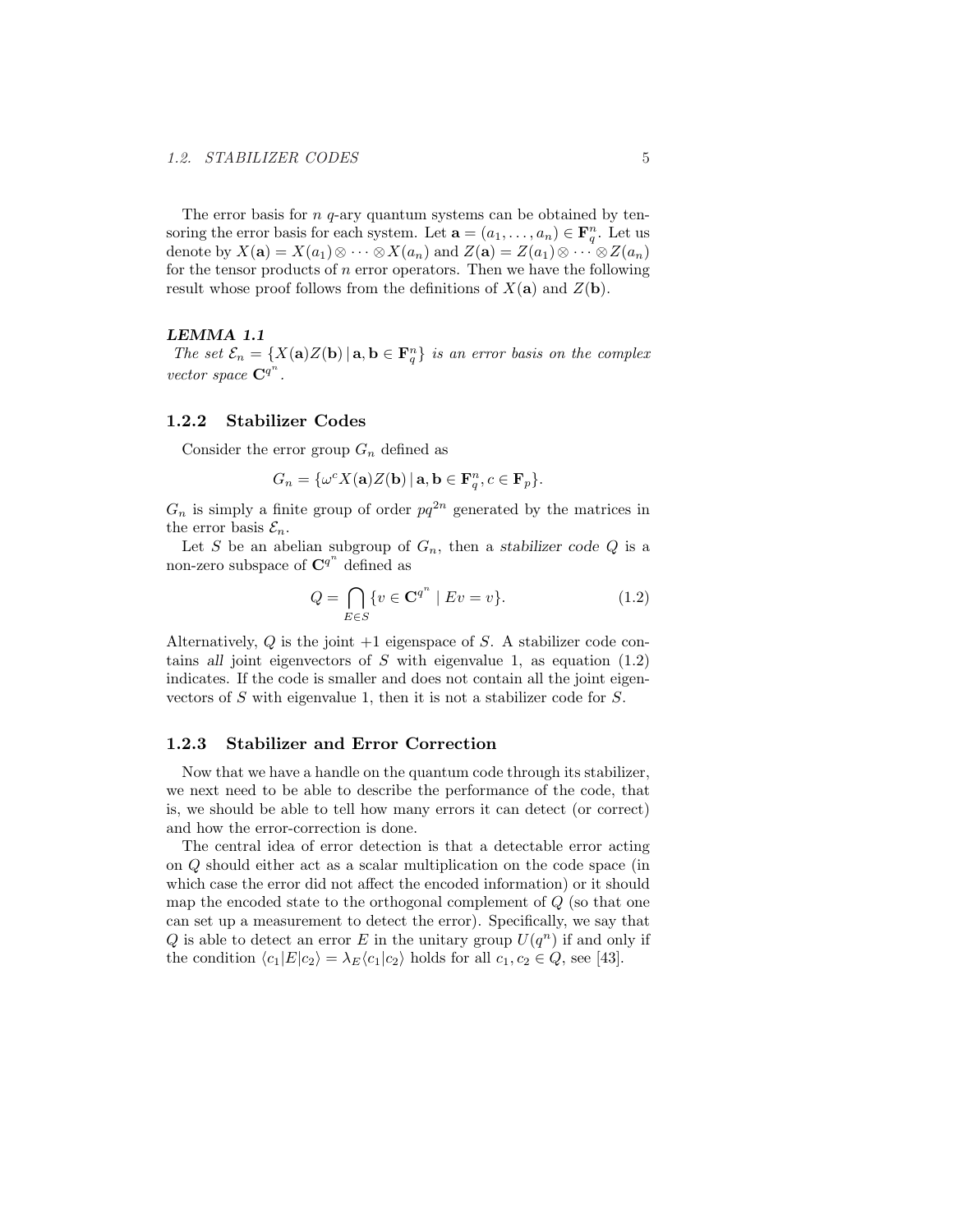The error basis for $n$ $q$-ary quantum systems can be obtained by tensoring the error basis for each system. Let $\mathbf{a} = (a_1, \dots, a_n) \in \mathbf{F}_q^n$. Let us denote by $X(\mathbf{a}) = X(a_1) \otimes \cdots \otimes X(a_n)$ and $Z(\mathbf{a}) = Z(a_1) \otimes \cdots \otimes Z(a_n)$ for the tensor products of $n$ error operators. Then we have the following result whose proof follows from the definitions of $X(\mathbf{a})$ and $Z(\mathbf{b})$.

***LEMMA 1.1***
*The set $\mathcal{E}_n = \{X(\mathbf{a})Z(\mathbf{b}) \,|\, \mathbf{a}, \mathbf{b} \in \mathbf{F}_q^n\}$ is an error basis on the complex vector space $\mathbf{C}^{q^n}$.*

### 1.2.2 Stabilizer Codes

Consider the error group $G_n$ defined as

$$G_n = \{\omega^c X(\mathbf{a})Z(\mathbf{b}) \,|\, \mathbf{a}, \mathbf{b} \in \mathbf{F}_q^n, c \in \mathbf{F}_p\}.$$

$G_n$ is simply a finite group of order $pq^{2n}$ generated by the matrices in the error basis $\mathcal{E}_n$.

Let $S$ be an abelian subgroup of $G_n$, then a *stabilizer code* $Q$ is a non-zero subspace of $\mathbf{C}^{q^n}$ defined as

$$Q = \bigcap_{E \in S} \{v \in \mathbf{C}^{q^n} \mid Ev = v\}. \tag{1.2}$$

Alternatively, $Q$ is the joint $+1$ eigenspace of $S$. A stabilizer code contains *all* joint eigenvectors of $S$ with eigenvalue 1, as equation (1.2) indicates. If the code is smaller and does not contain all the joint eigenvectors of $S$ with eigenvalue 1, then it is not a stabilizer code for $S$.

### 1.2.3 Stabilizer and Error Correction

Now that we have a handle on the quantum code through its stabilizer, we next need to be able to describe the performance of the code, that is, we should be able to tell how many errors it can detect (or correct) and how the error-correction is done.

The central idea of error detection is that a detectable error acting on $Q$ should either act as a scalar multiplication on the code space (in which case the error did not affect the encoded information) or it should map the encoded state to the orthogonal complement of $Q$ (so that one can set up a measurement to detect the error). Specifically, we say that $Q$ is able to detect an error $E$ in the unitary group $U(q^n)$ if and only if the condition $\langle c_1|E|c_2\rangle = \lambda_E \langle c_1|c_2\rangle$ holds for all $c_1, c_2 \in Q$, see [43].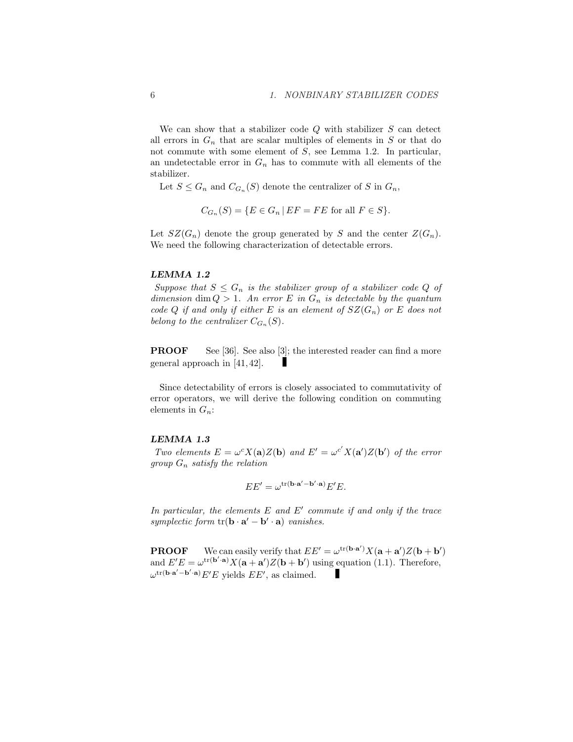We can show that a stabilizer code $Q$ with stabilizer $S$ can detect all errors in $G_n$ that are scalar multiples of elements in $S$ or that do not commute with some element of $S$, see Lemma 1.2. In particular, an undetectable error in $G_n$ has to commute with all elements of the stabilizer.

Let $S \leq G_n$ and $C_{G_n}(S)$ denote the centralizer of $S$ in $G_n$,

$$C_{G_n}(S) = \{E \in G_n \mid EF = FE \text{ for all } F \in S\}.$$

Let $SZ(G_n)$ denote the group generated by $S$ and the center $Z(G_n)$. We need the following characterization of detectable errors.

***LEMMA 1.2***

*Suppose that $S \leq G_n$ is the stabilizer group of a stabilizer code $Q$ of dimension $\dim Q > 1$. An error $E$ in $G_n$ is detectable by the quantum code $Q$ if and only if either $E$ is an element of $SZ(G_n)$ or $E$ does not belong to the centralizer $C_{G_n}(S)$.*

**PROOF** See [36]. See also [3]; the interested reader can find a more general approach in [41, 42]. ∎

Since detectability of errors is closely associated to commutativity of error operators, we will derive the following condition on commuting elements in $G_n$:

***LEMMA 1.3***

*Two elements $E = \omega^c X(\mathbf{a})Z(\mathbf{b})$ and $E' = \omega^{c'} X(\mathbf{a}')Z(\mathbf{b}')$ of the error group $G_n$ satisfy the relation*

$$EE' = \omega^{\operatorname{tr}(\mathbf{b}\cdot\mathbf{a}' - \mathbf{b}'\cdot\mathbf{a})} E'E.$$

*In particular, the elements $E$ and $E'$ commute if and only if the trace symplectic form $\operatorname{tr}(\mathbf{b}\cdot\mathbf{a}' - \mathbf{b}'\cdot\mathbf{a})$ vanishes.*

**PROOF** We can easily verify that $EE' = \omega^{\operatorname{tr}(\mathbf{b}\cdot\mathbf{a}')} X(\mathbf{a}+\mathbf{a}')Z(\mathbf{b}+\mathbf{b}')$ and $E'E = \omega^{\operatorname{tr}(\mathbf{b}'\cdot\mathbf{a})} X(\mathbf{a}+\mathbf{a}')Z(\mathbf{b}+\mathbf{b}')$ using equation (1.1). Therefore, $\omega^{\operatorname{tr}(\mathbf{b}\cdot\mathbf{a}' - \mathbf{b}'\cdot\mathbf{a})} E'E$ yields $EE'$, as claimed. ∎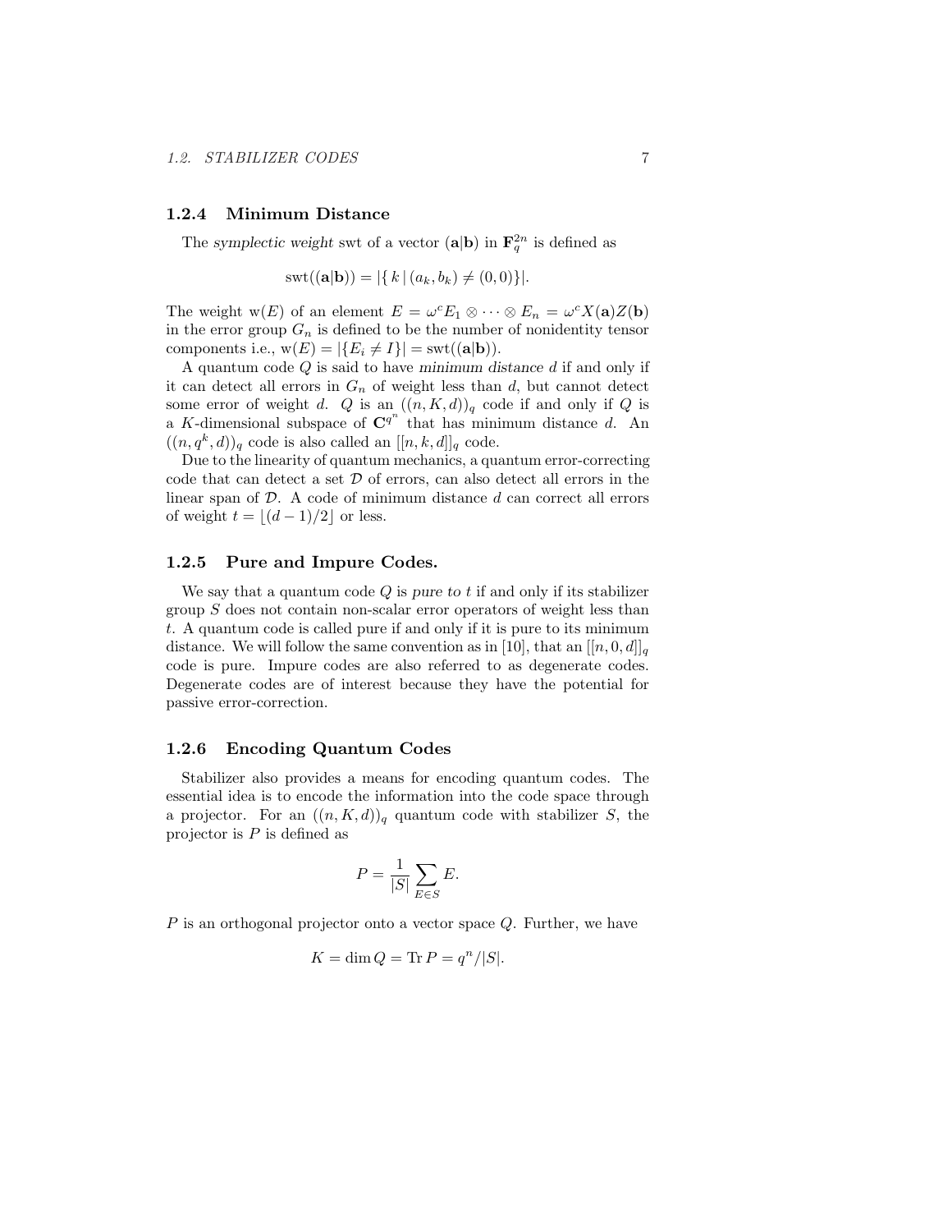### 1.2.4 Minimum Distance

The *symplectic weight* swt of a vector $(\mathbf{a}|\mathbf{b})$ in $\mathbf{F}_q^{2n}$ is defined as

$$\operatorname{swt}((\mathbf{a}|\mathbf{b})) = |\{\, k \mid (a_k, b_k) \neq (0,0)\}|.$$

The weight $\mathrm{w}(E)$ of an element $E = \omega^c E_1 \otimes \cdots \otimes E_n = \omega^c X(\mathbf{a})Z(\mathbf{b})$ in the error group $G_n$ is defined to be the number of nonidentity tensor components i.e., $\mathrm{w}(E) = |\{E_i \neq I\}| = \operatorname{swt}((\mathbf{a}|\mathbf{b}))$.

A quantum code $Q$ is said to have *minimum distance* $d$ if and only if it can detect all errors in $G_n$ of weight less than $d$, but cannot detect some error of weight $d$. $Q$ is an $((n,K,d))_q$ code if and only if $Q$ is a $K$-dimensional subspace of $\mathbf{C}^{q^n}$ that has minimum distance $d$. An $((n,q^k,d))_q$ code is also called an $[[n,k,d]]_q$ code.

Due to the linearity of quantum mechanics, a quantum error-correcting code that can detect a set $\mathcal{D}$ of errors, can also detect all errors in the linear span of $\mathcal{D}$. A code of minimum distance $d$ can correct all errors of weight $t = \lfloor (d-1)/2 \rfloor$ or less.

### 1.2.5 Pure and Impure Codes.

We say that a quantum code $Q$ is *pure to* $t$ if and only if its stabilizer group $S$ does not contain non-scalar error operators of weight less than $t$. A quantum code is called pure if and only if it is pure to its minimum distance. We will follow the same convention as in [10], that an $[[n,0,d]]_q$ code is pure. Impure codes are also referred to as degenerate codes. Degenerate codes are of interest because they have the potential for passive error-correction.

### 1.2.6 Encoding Quantum Codes

Stabilizer also provides a means for encoding quantum codes. The essential idea is to encode the information into the code space through a projector. For an $((n,K,d))_q$ quantum code with stabilizer $S$, the projector is $P$ is defined as

$$P = \frac{1}{|S|}\sum_{E \in S} E.$$

$P$ is an orthogonal projector onto a vector space $Q$. Further, we have

$$K = \dim Q = \operatorname{Tr} P = q^n/|S|.$$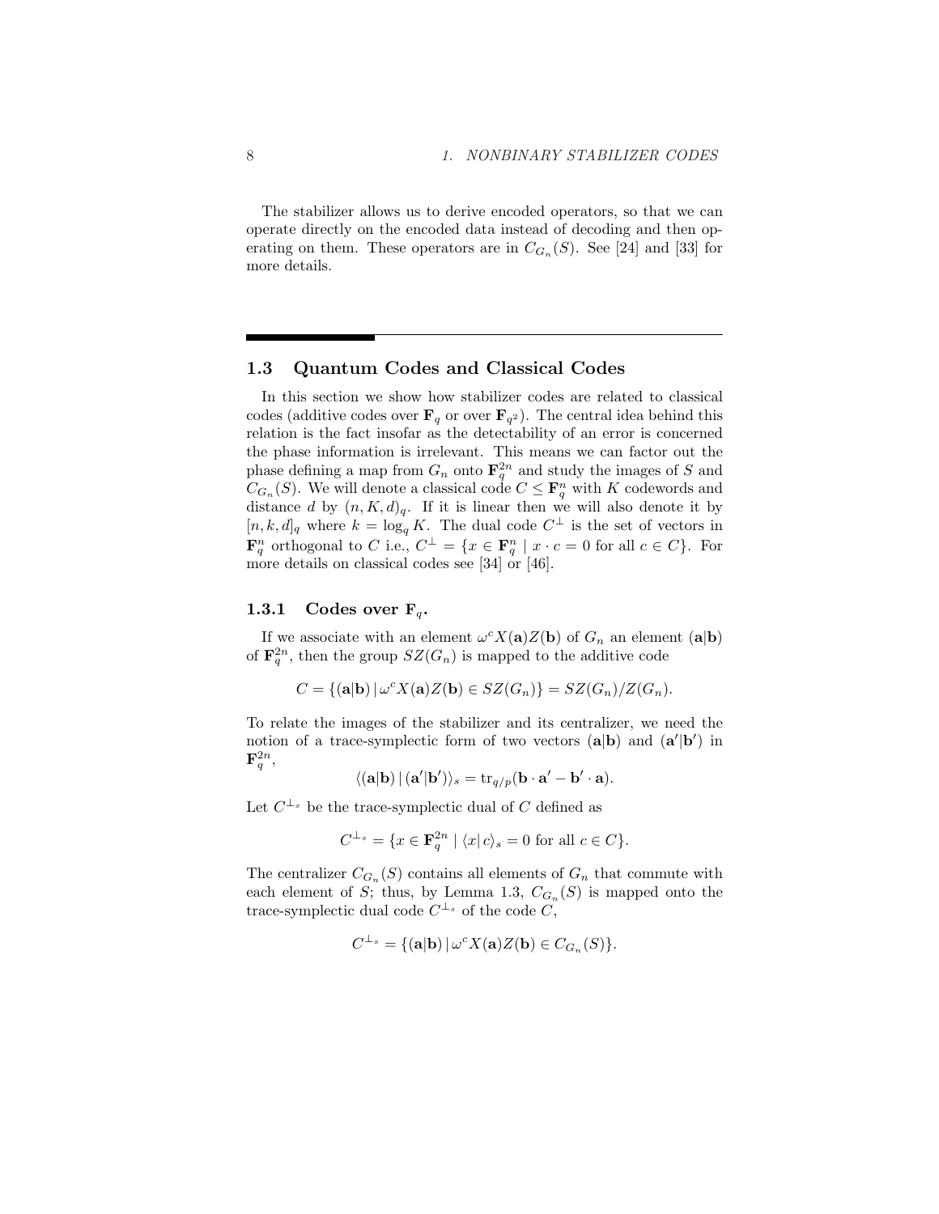The stabilizer allows us to derive encoded operators, so that we can operate directly on the encoded data instead of decoding and then operating on them. These operators are in $C_{G_n}(S)$. See [24] and [33] for more details.

## 1.3 Quantum Codes and Classical Codes

In this section we show how stabilizer codes are related to classical codes (additive codes over $\mathbf{F}_q$ or over $\mathbf{F}_{q^2}$). The central idea behind this relation is the fact insofar as the detectability of an error is concerned the phase information is irrelevant. This means we can factor out the phase defining a map from $G_n$ onto $\mathbf{F}_q^{2n}$ and study the images of $S$ and $C_{G_n}(S)$. We will denote a classical code $C \leq \mathbf{F}_q^n$ with $K$ codewords and distance $d$ by $(n, K, d)_q$. If it is linear then we will also denote it by $[n, k, d]_q$ where $k = \log_q K$. The dual code $C^\perp$ is the set of vectors in $\mathbf{F}_q^n$ orthogonal to $C$ i.e., $C^\perp = \{x \in \mathbf{F}_q^n \mid x \cdot c = 0 \text{ for all } c \in C\}$. For more details on classical codes see [34] or [46].

### 1.3.1 Codes over $\mathbf{F}_q$.

If we associate with an element $\omega^c X(\mathbf{a})Z(\mathbf{b})$ of $G_n$ an element $(\mathbf{a}|\mathbf{b})$ of $\mathbf{F}_q^{2n}$, then the group $SZ(G_n)$ is mapped to the additive code

$$C = \{(\mathbf{a}|\mathbf{b}) \,|\, \omega^c X(\mathbf{a})Z(\mathbf{b}) \in SZ(G_n)\} = SZ(G_n)/Z(G_n).$$

To relate the images of the stabilizer and its centralizer, we need the notion of a trace-symplectic form of two vectors $(\mathbf{a}|\mathbf{b})$ and $(\mathbf{a}'|\mathbf{b}')$ in $\mathbf{F}_q^{2n}$,

$$\langle (\mathbf{a}|\mathbf{b}) \,|\, (\mathbf{a}'|\mathbf{b}') \rangle_s = \operatorname{tr}_{q/p}(\mathbf{b} \cdot \mathbf{a}' - \mathbf{b}' \cdot \mathbf{a}).$$

Let $C^{\perp_s}$ be the trace-symplectic dual of $C$ defined as

$$C^{\perp_s} = \{x \in \mathbf{F}_q^{2n} \mid \langle x | \, c \rangle_s = 0 \text{ for all } c \in C\}.$$

The centralizer $C_{G_n}(S)$ contains all elements of $G_n$ that commute with each element of $S$; thus, by Lemma 1.3, $C_{G_n}(S)$ is mapped onto the trace-symplectic dual code $C^{\perp_s}$ of the code $C$,

$$C^{\perp_s} = \{(\mathbf{a}|\mathbf{b}) \,|\, \omega^c X(\mathbf{a})Z(\mathbf{b}) \in C_{G_n}(S)\}.$$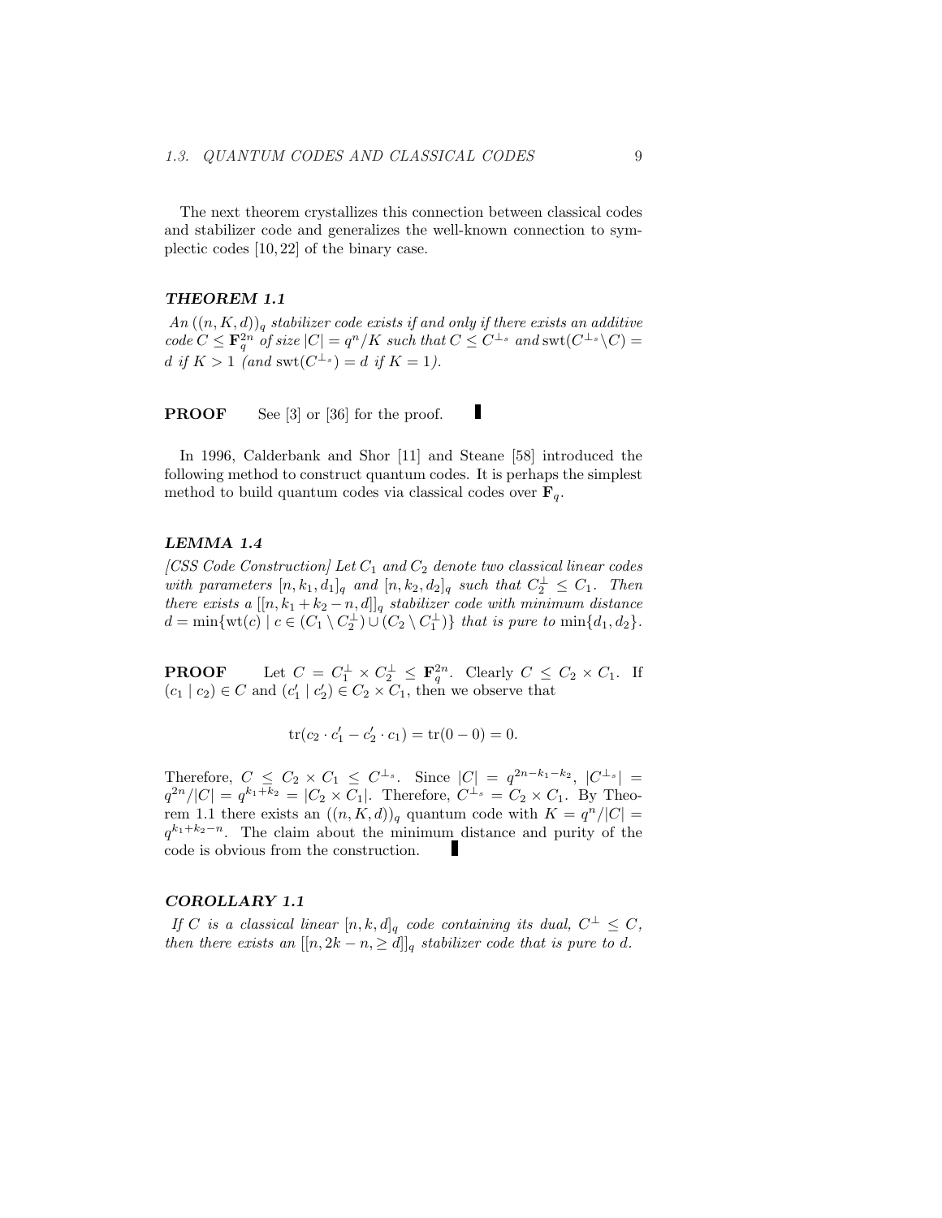The next theorem crystallizes this connection between classical codes and stabilizer code and generalizes the well-known connection to symplectic codes [10, 22] of the binary case.

#### *THEOREM 1.1*

*An $((n, K, d))_q$ stabilizer code exists if and only if there exists an additive code $C \leq \mathbf{F}_q^{2n}$ of size $|C| = q^n/K$ such that $C \leq C^{\perp_s}$ and $\mathrm{swt}(C^{\perp_s} \setminus C) = d$ if $K > 1$ (and $\mathrm{swt}(C^{\perp_s}) = d$ if $K = 1$).*

**PROOF** See [3] or [36] for the proof. ∎

In 1996, Calderbank and Shor [11] and Steane [58] introduced the following method to construct quantum codes. It is perhaps the simplest method to build quantum codes via classical codes over $\mathbf{F}_q$.

#### *LEMMA 1.4*

*[CSS Code Construction] Let $C_1$ and $C_2$ denote two classical linear codes with parameters $[n, k_1, d_1]_q$ and $[n, k_2, d_2]_q$ such that $C_2^\perp \leq C_1$. Then there exists a $[[n, k_1 + k_2 - n, d]]_q$ stabilizer code with minimum distance $d = \min\{\mathrm{wt}(c) \mid c \in (C_1 \setminus C_2^\perp) \cup (C_2 \setminus C_1^\perp)\}$ that is pure to $\min\{d_1, d_2\}$.*

**PROOF** Let $C = C_1^\perp \times C_2^\perp \leq \mathbf{F}_q^{2n}$. Clearly $C \leq C_2 \times C_1$. If $(c_1 \mid c_2) \in C$ and $(c_1' \mid c_2') \in C_2 \times C_1$, then we observe that

$$\mathrm{tr}(c_2 \cdot c_1' - c_2' \cdot c_1) = \mathrm{tr}(0 - 0) = 0.$$

Therefore, $C \leq C_2 \times C_1 \leq C^{\perp_s}$. Since $|C| = q^{2n-k_1-k_2}$, $|C^{\perp_s}| = q^{2n}/|C| = q^{k_1+k_2} = |C_2 \times C_1|$. Therefore, $C^{\perp_s} = C_2 \times C_1$. By Theorem 1.1 there exists an $((n, K, d))_q$ quantum code with $K = q^n/|C| = q^{k_1+k_2-n}$. The claim about the minimum distance and purity of the code is obvious from the construction. ∎

#### *COROLLARY 1.1*

*If $C$ is a classical linear $[n, k, d]_q$ code containing its dual, $C^\perp \leq C$, then there exists an $[[n, 2k - n, \geq d]]_q$ stabilizer code that is pure to $d$.*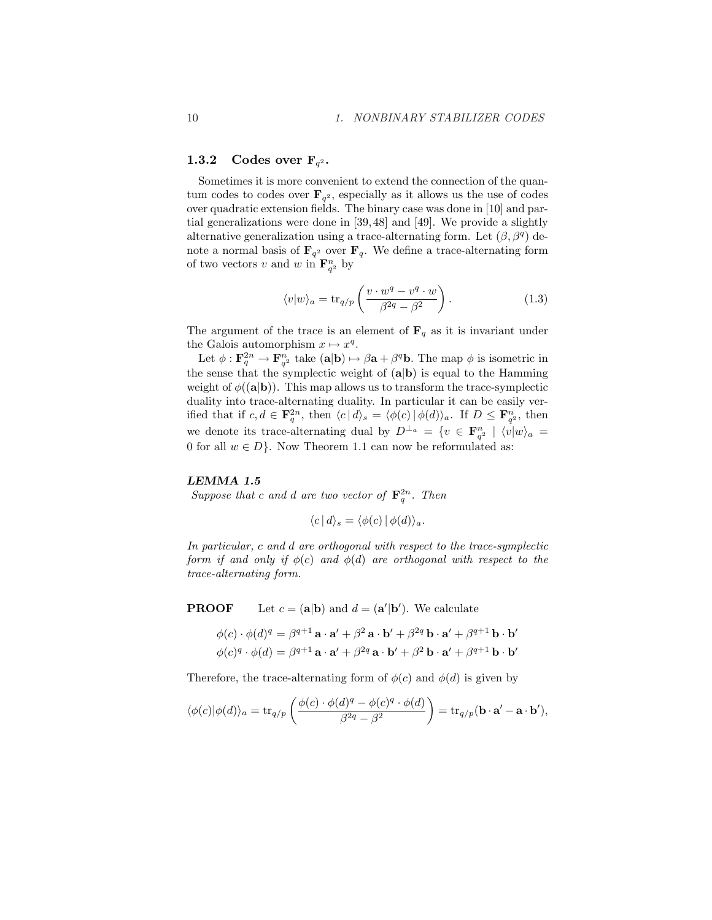### 1.3.2 Codes over $\mathbf{F}_{q^2}$.

Sometimes it is more convenient to extend the connection of the quantum codes to codes over $\mathbf{F}_{q^2}$, especially as it allows us the use of codes over quadratic extension fields. The binary case was done in [10] and partial generalizations were done in [39, 48] and [49]. We provide a slightly alternative generalization using a trace-alternating form. Let $(\beta, \beta^q)$ denote a normal basis of $\mathbf{F}_{q^2}$ over $\mathbf{F}_q$. We define a trace-alternating form of two vectors $v$ and $w$ in $\mathbf{F}_{q^2}^n$ by

$$\langle v|w\rangle_a = \operatorname{tr}_{q/p}\left(\frac{v \cdot w^q - v^q \cdot w}{\beta^{2q} - \beta^2}\right). \tag{1.3}$$

The argument of the trace is an element of $\mathbf{F}_q$ as it is invariant under the Galois automorphism $x \mapsto x^q$.

Let $\phi : \mathbf{F}_q^{2n} \to \mathbf{F}_{q^2}^n$ take $(\mathbf{a}|\mathbf{b}) \mapsto \beta\mathbf{a} + \beta^q\mathbf{b}$. The map $\phi$ is isometric in the sense that the symplectic weight of $(\mathbf{a}|\mathbf{b})$ is equal to the Hamming weight of $\phi((\mathbf{a}|\mathbf{b}))$. This map allows us to transform the trace-symplectic duality into trace-alternating duality. In particular it can be easily verified that if $c, d \in \mathbf{F}_q^{2n}$, then $\langle c\,|\,d\rangle_s = \langle \phi(c)\,|\,\phi(d)\rangle_a$. If $D \le \mathbf{F}_{q^2}^n$, then we denote its trace-alternating dual by $D^{\perp_a} = \{v \in \mathbf{F}_{q^2}^n \mid \langle v|w\rangle_a = 0 \text{ for all } w \in D\}$. Now Theorem 1.1 can now be reformulated as:

***LEMMA 1.5***

*Suppose that $c$ and $d$ are two vector of $\mathbf{F}_q^{2n}$. Then*

$$\langle c\,|\,d\rangle_s = \langle \phi(c)\,|\,\phi(d)\rangle_a.$$

*In particular, $c$ and $d$ are orthogonal with respect to the trace-symplectic form if and only if $\phi(c)$ and $\phi(d)$ are orthogonal with respect to the trace-alternating form.*

**PROOF** Let $c = (\mathbf{a}|\mathbf{b})$ and $d = (\mathbf{a}'|\mathbf{b}')$. We calculate

$$\phi(c) \cdot \phi(d)^q = \beta^{q+1}\,\mathbf{a} \cdot \mathbf{a}' + \beta^2\,\mathbf{a} \cdot \mathbf{b}' + \beta^{2q}\,\mathbf{b} \cdot \mathbf{a}' + \beta^{q+1}\,\mathbf{b} \cdot \mathbf{b}'$$
$$\phi(c)^q \cdot \phi(d) = \beta^{q+1}\,\mathbf{a} \cdot \mathbf{a}' + \beta^{2q}\,\mathbf{a} \cdot \mathbf{b}' + \beta^2\,\mathbf{b} \cdot \mathbf{a}' + \beta^{q+1}\,\mathbf{b} \cdot \mathbf{b}'$$

Therefore, the trace-alternating form of $\phi(c)$ and $\phi(d)$ is given by

$$\langle \phi(c)|\phi(d)\rangle_a = \operatorname{tr}_{q/p}\left(\frac{\phi(c) \cdot \phi(d)^q - \phi(c)^q \cdot \phi(d)}{\beta^{2q} - \beta^2}\right) = \operatorname{tr}_{q/p}(\mathbf{b} \cdot \mathbf{a}' - \mathbf{a} \cdot \mathbf{b}'),$$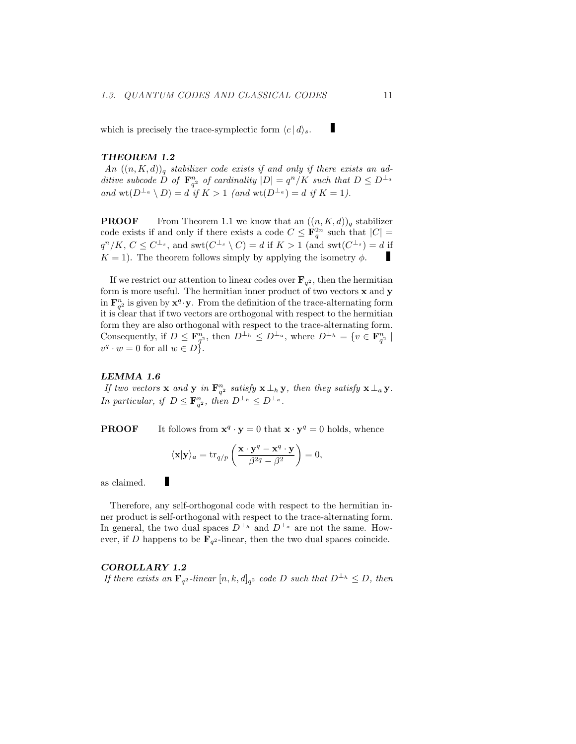which is precisely the trace-symplectic form $\langle c \,|\, d \rangle_s$. ∎

***THEOREM 1.2***
*An $((n, K, d))_q$ stabilizer code exists if and only if there exists an additive subcode $D$ of $\mathbf{F}_{q^2}^n$ of cardinality $|D| = q^n/K$ such that $D \leq D^{\perp_a}$ and $\mathrm{wt}(D^{\perp_a} \setminus D) = d$ if $K > 1$ (and $\mathrm{wt}(D^{\perp_a}) = d$ if $K = 1$).*

**PROOF** From Theorem 1.1 we know that an $((n, K, d))_q$ stabilizer code exists if and only if there exists a code $C \leq \mathbf{F}_q^{2n}$ such that $|C| = q^n/K$, $C \leq C^{\perp_s}$, and $\mathrm{swt}(C^{\perp_s} \setminus C) = d$ if $K > 1$ (and $\mathrm{swt}(C^{\perp_s}) = d$ if $K = 1$). The theorem follows simply by applying the isometry $\phi$. ∎

If we restrict our attention to linear codes over $\mathbf{F}_{q^2}$, then the hermitian form is more useful. The hermitian inner product of two vectors $\mathbf{x}$ and $\mathbf{y}$ in $\mathbf{F}_{q^2}^n$ is given by $\mathbf{x}^q \cdot \mathbf{y}$. From the definition of the trace-alternating form it is clear that if two vectors are orthogonal with respect to the hermitian form they are also orthogonal with respect to the trace-alternating form. Consequently, if $D \leq \mathbf{F}_{q^2}^n$, then $D^{\perp_h} \leq D^{\perp_a}$, where $D^{\perp_h} = \{v \in \mathbf{F}_{q^2}^n \mid v^q \cdot w = 0 \text{ for all } w \in D\}$.

***LEMMA 1.6***
*If two vectors $\mathbf{x}$ and $\mathbf{y}$ in $\mathbf{F}_{q^2}^n$ satisfy $\mathbf{x} \perp_h \mathbf{y}$, then they satisfy $\mathbf{x} \perp_a \mathbf{y}$. In particular, if $D \leq \mathbf{F}_{q^2}^n$, then $D^{\perp_h} \leq D^{\perp_a}$.*

**PROOF** It follows from $\mathbf{x}^q \cdot \mathbf{y} = 0$ that $\mathbf{x} \cdot \mathbf{y}^q = 0$ holds, whence

$$\langle \mathbf{x} | \mathbf{y} \rangle_a = \mathrm{tr}_{q/p} \left( \frac{\mathbf{x} \cdot \mathbf{y}^q - \mathbf{x}^q \cdot \mathbf{y}}{\beta^{2q} - \beta^2} \right) = 0,$$

as claimed. ∎

Therefore, any self-orthogonal code with respect to the hermitian inner product is self-orthogonal with respect to the trace-alternating form. In general, the two dual spaces $D^{\perp_h}$ and $D^{\perp_a}$ are not the same. However, if $D$ happens to be $\mathbf{F}_{q^2}$-linear, then the two dual spaces coincide.

***COROLLARY 1.2***
*If there exists an $\mathbf{F}_{q^2}$-linear $[n, k, d]_{q^2}$ code $D$ such that $D^{\perp_h} \leq D$, then*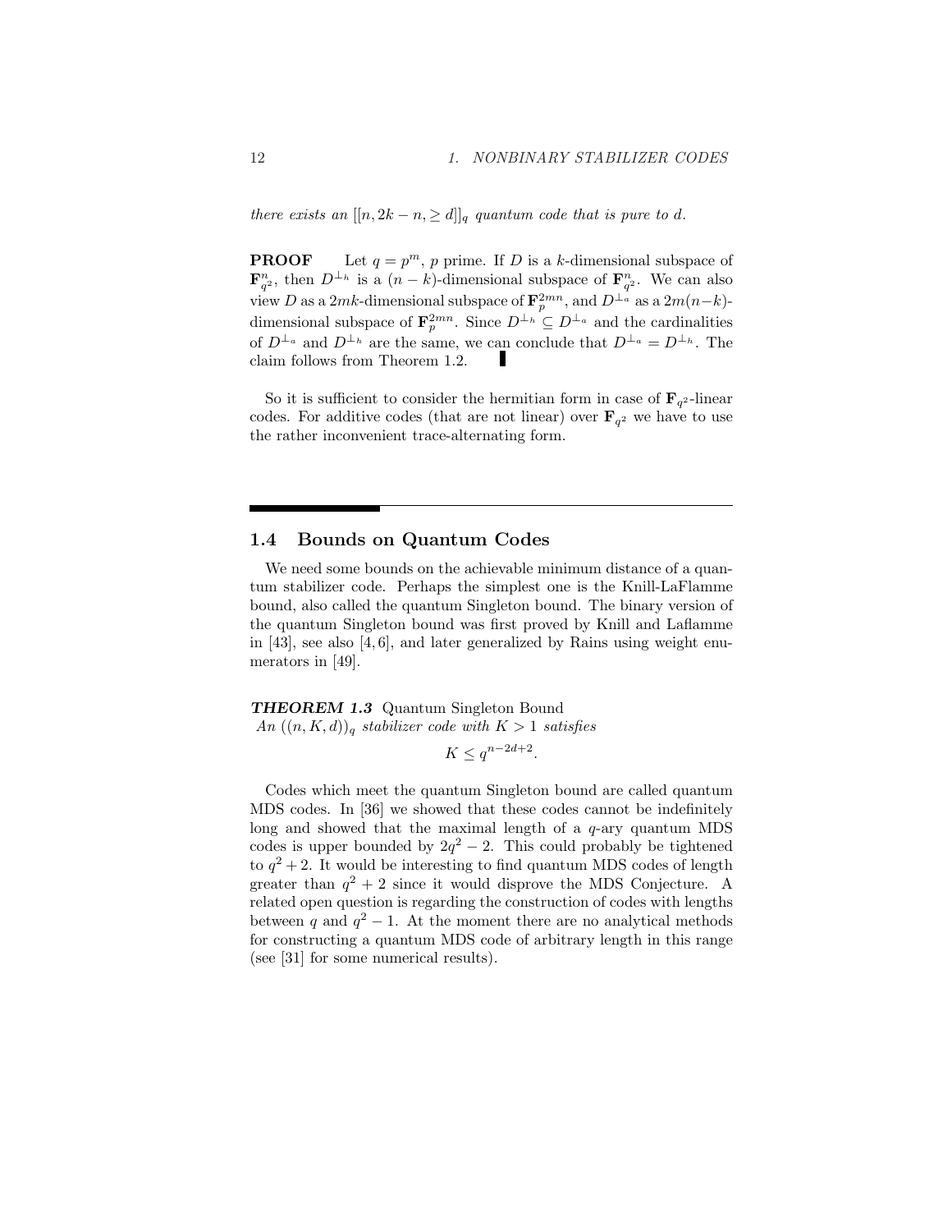*there exists an $[[n, 2k-n, \geq d]]_q$ quantum code that is pure to d.*

**PROOF** Let $q = p^m$, $p$ prime. If $D$ is a $k$-dimensional subspace of $\mathbf{F}_{q^2}^n$, then $D^{\perp_h}$ is a $(n-k)$-dimensional subspace of $\mathbf{F}_{q^2}^n$. We can also view $D$ as a $2mk$-dimensional subspace of $\mathbf{F}_p^{2mn}$, and $D^{\perp_a}$ as a $2m(n-k)$-dimensional subspace of $\mathbf{F}_p^{2mn}$. Since $D^{\perp_h} \subseteq D^{\perp_a}$ and the cardinalities of $D^{\perp_a}$ and $D^{\perp_h}$ are the same, we can conclude that $D^{\perp_a} = D^{\perp_h}$. The claim follows from Theorem 1.2. ∎

So it is sufficient to consider the hermitian form in case of $\mathbf{F}_{q^2}$-linear codes. For additive codes (that are not linear) over $\mathbf{F}_{q^2}$ we have to use the rather inconvenient trace-alternating form.

## 1.4 Bounds on Quantum Codes

We need some bounds on the achievable minimum distance of a quantum stabilizer code. Perhaps the simplest one is the Knill-LaFlamme bound, also called the quantum Singleton bound. The binary version of the quantum Singleton bound was first proved by Knill and Laflamme in [43], see also [4, 6], and later generalized by Rains using weight enumerators in [49].

***THEOREM 1.3*** Quantum Singleton Bound
*An $((n, K, d))_q$ stabilizer code with $K > 1$ satisfies*

$$K \leq q^{n-2d+2}.$$

Codes which meet the quantum Singleton bound are called quantum MDS codes. In [36] we showed that these codes cannot be indefinitely long and showed that the maximal length of a $q$-ary quantum MDS codes is upper bounded by $2q^2 - 2$. This could probably be tightened to $q^2 + 2$. It would be interesting to find quantum MDS codes of length greater than $q^2 + 2$ since it would disprove the MDS Conjecture. A related open question is regarding the construction of codes with lengths between $q$ and $q^2 - 1$. At the moment there are no analytical methods for constructing a quantum MDS code of arbitrary length in this range (see [31] for some numerical results).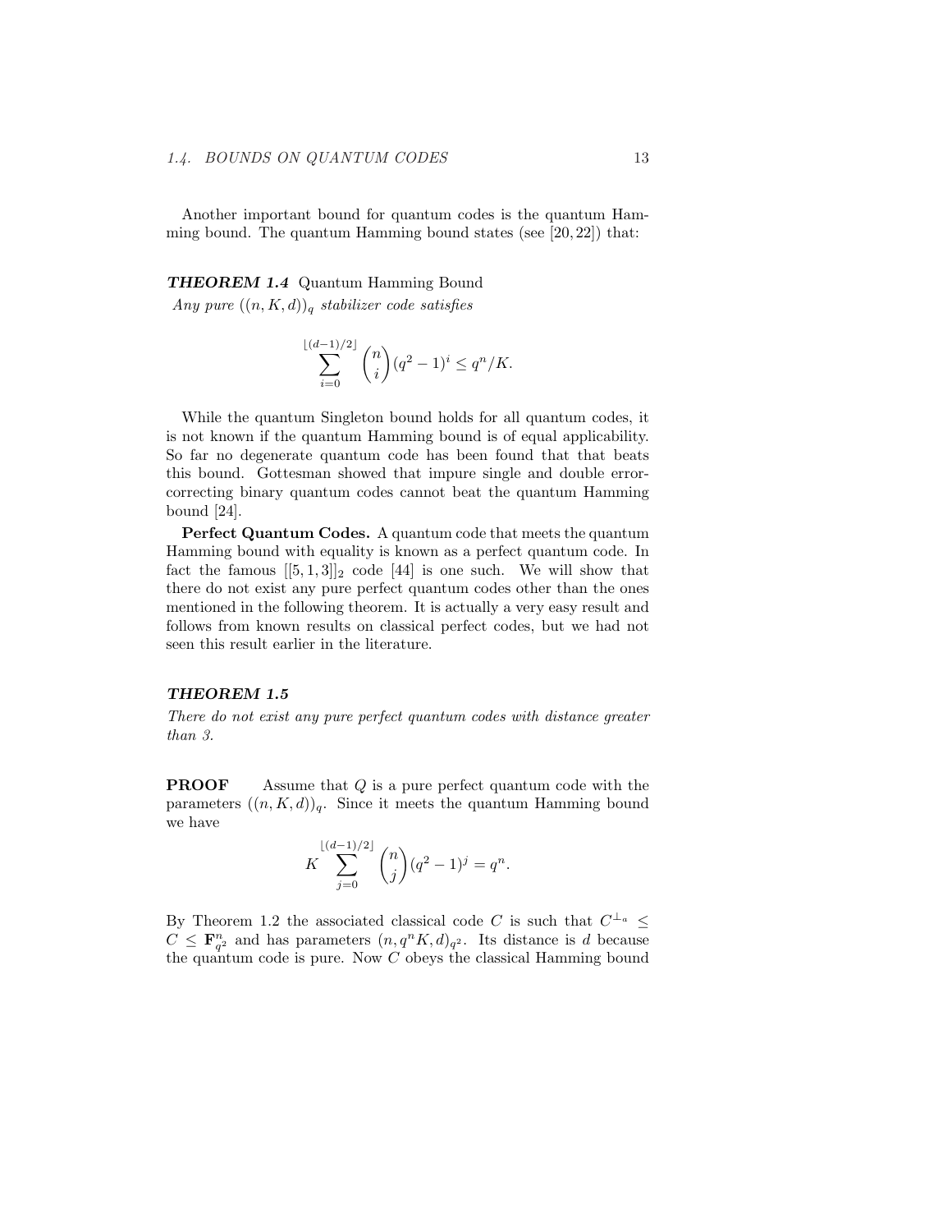Another important bound for quantum codes is the quantum Hamming bound. The quantum Hamming bound states (see [20, 22]) that:

***THEOREM 1.4*** Quantum Hamming Bound
*Any pure $((n, K, d))_q$ stabilizer code satisfies*

$$\sum_{i=0}^{\lfloor (d-1)/2 \rfloor} \binom{n}{i} (q^2-1)^i \leq q^n/K.$$

While the quantum Singleton bound holds for all quantum codes, it is not known if the quantum Hamming bound is of equal applicability. So far no degenerate quantum code has been found that that beats this bound. Gottesman showed that impure single and double error-correcting binary quantum codes cannot beat the quantum Hamming bound [24].

**Perfect Quantum Codes.** A quantum code that meets the quantum Hamming bound with equality is known as a perfect quantum code. In fact the famous $[[5, 1, 3]]_2$ code [44] is one such. We will show that there do not exist any pure perfect quantum codes other than the ones mentioned in the following theorem. It is actually a very easy result and follows from known results on classical perfect codes, but we had not seen this result earlier in the literature.

***THEOREM 1.5***
*There do not exist any pure perfect quantum codes with distance greater than 3.*

**PROOF** Assume that $Q$ is a pure perfect quantum code with the parameters $((n, K, d))_q$. Since it meets the quantum Hamming bound we have

$$K \sum_{j=0}^{\lfloor (d-1)/2 \rfloor} \binom{n}{j} (q^2-1)^j = q^n.$$

By Theorem 1.2 the associated classical code $C$ is such that $C^{\perp_a} \leq C \leq \mathbf{F}_{q^2}^n$ and has parameters $(n, q^n K, d)_{q^2}$. Its distance is $d$ because the quantum code is pure. Now $C$ obeys the classical Hamming bound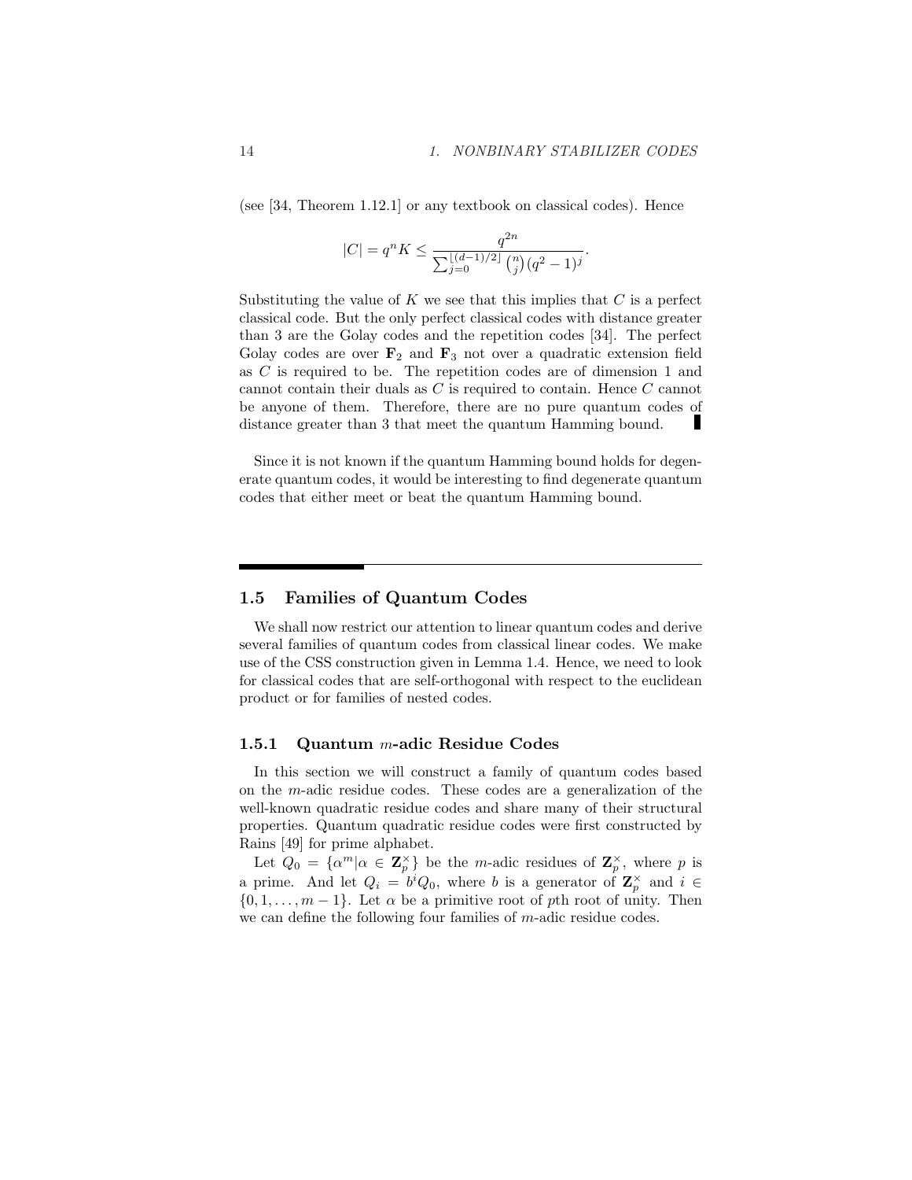(see [34, Theorem 1.12.1] or any textbook on classical codes). Hence

$$|C| = q^n K \leq \frac{q^{2n}}{\sum_{j=0}^{\lfloor (d-1)/2 \rfloor} \binom{n}{j} (q^2-1)^j}.$$

Substituting the value of $K$ we see that this implies that $C$ is a perfect classical code. But the only perfect classical codes with distance greater than 3 are the Golay codes and the repetition codes [34]. The perfect Golay codes are over $\mathbf{F}_2$ and $\mathbf{F}_3$ not over a quadratic extension field as $C$ is required to be. The repetition codes are of dimension 1 and cannot contain their duals as $C$ is required to contain. Hence $C$ cannot be anyone of them. Therefore, there are no pure quantum codes of distance greater than 3 that meet the quantum Hamming bound. ∎

Since it is not known if the quantum Hamming bound holds for degenerate quantum codes, it would be interesting to find degenerate quantum codes that either meet or beat the quantum Hamming bound.

## 1.5 Families of Quantum Codes

We shall now restrict our attention to linear quantum codes and derive several families of quantum codes from classical linear codes. We make use of the CSS construction given in Lemma 1.4. Hence, we need to look for classical codes that are self-orthogonal with respect to the euclidean product or for families of nested codes.

### 1.5.1 Quantum $m$-adic Residue Codes

In this section we will construct a family of quantum codes based on the $m$-adic residue codes. These codes are a generalization of the well-known quadratic residue codes and share many of their structural properties. Quantum quadratic residue codes were first constructed by Rains [49] for prime alphabet.

Let $Q_0 = \{\alpha^m | \alpha \in \mathbf{Z}_p^\times\}$ be the $m$-adic residues of $\mathbf{Z}_p^\times$, where $p$ is a prime. And let $Q_i = b^i Q_0$, where $b$ is a generator of $\mathbf{Z}_p^\times$ and $i \in \{0, 1, \ldots, m-1\}$. Let $\alpha$ be a primitive root of $p$th root of unity. Then we can define the following four families of $m$-adic residue codes.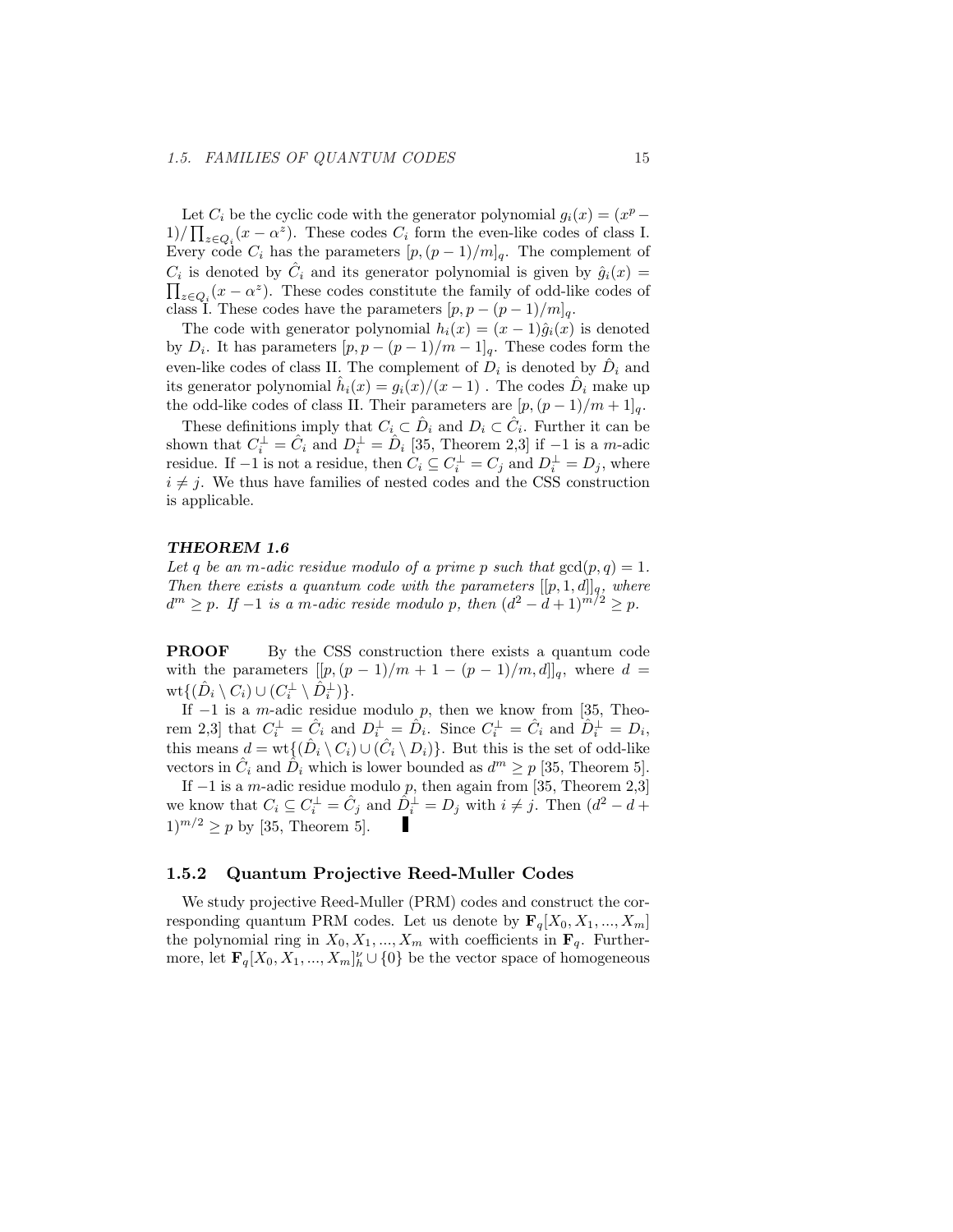Let $C_i$ be the cyclic code with the generator polynomial $g_i(x) = (x^p - 1)/\prod_{z\in Q_i}(x - \alpha^z)$. These codes $C_i$ form the even-like codes of class I. Every code $C_i$ has the parameters $[p, (p-1)/m]_q$. The complement of $C_i$ is denoted by $\hat{C}_i$ and its generator polynomial is given by $\hat{g}_i(x) = \prod_{z\in Q_i}(x - \alpha^z)$. These codes constitute the family of odd-like codes of class I. These codes have the parameters $[p, p-(p-1)/m]_q$.

The code with generator polynomial $h_i(x) = (x-1)\hat{g}_i(x)$ is denoted by $D_i$. It has parameters $[p, p-(p-1)/m-1]_q$. These codes form the even-like codes of class II. The complement of $D_i$ is denoted by $\hat{D}_i$ and its generator polynomial $\hat{h}_i(x) = g_i(x)/(x-1)$ . The codes $\hat{D}_i$ make up the odd-like codes of class II. Their parameters are $[p, (p-1)/m+1]_q$.

These definitions imply that $C_i \subset \hat{D}_i$ and $D_i \subset \hat{C}_i$. Further it can be shown that $C_i^\perp = \hat{C}_i$ and $D_i^\perp = \hat{D}_i$ [35, Theorem 2,3] if $-1$ is a $m$-adic residue. If $-1$ is not a residue, then $C_i \subseteq C_i^\perp = C_j$ and $D_i^\perp = D_j$, where $i \neq j$. We thus have families of nested codes and the CSS construction is applicable.

***THEOREM 1.6***
*Let $q$ be an $m$-adic residue modulo of a prime $p$ such that $\gcd(p, q) = 1$. Then there exists a quantum code with the parameters $[[p, 1, d]]_q$, where $d^m \geq p$. If $-1$ is a $m$-adic reside modulo $p$, then $(d^2 - d + 1)^{m/2} \geq p$.*

**PROOF** By the CSS construction there exists a quantum code with the parameters $[[p, (p-1)/m + 1 - (p-1)/m, d]]_q$, where $d = \mathrm{wt}\{(\hat{D}_i \setminus C_i) \cup (C_i^\perp \setminus \hat{D}_i^\perp)\}$.

If $-1$ is a $m$-adic residue modulo $p$, then we know from [35, Theorem 2,3] that $C_i^\perp = \hat{C}_i$ and $D_i^\perp = \hat{D}_i$. Since $C_i^\perp = \hat{C}_i$ and $\hat{D}_i^\perp = D_i$, this means $d = \mathrm{wt}\{(\hat{D}_i \setminus C_i) \cup (\hat{C}_i \setminus D_i)\}$. But this is the set of odd-like vectors in $\hat{C}_i$ and $\hat{D}_i$ which is lower bounded as $d^m \geq p$ [35, Theorem 5].

If $-1$ is a $m$-adic residue modulo $p$, then again from [35, Theorem 2,3] we know that $C_i \subseteq C_i^\perp = \hat{C}_j$ and $\hat{D}_i^\perp = D_j$ with $i \neq j$. Then $(d^2 - d + 1)^{m/2} \geq p$ by [35, Theorem 5]. ∎

### 1.5.2 Quantum Projective Reed-Muller Codes

We study projective Reed-Muller (PRM) codes and construct the corresponding quantum PRM codes. Let us denote by $\mathbf{F}_q[X_0, X_1, ..., X_m]$ the polynomial ring in $X_0, X_1, ..., X_m$ with coefficients in $\mathbf{F}_q$. Furthermore, let $\mathbf{F}_q[X_0, X_1, ..., X_m]_h^\nu \cup \{0\}$ be the vector space of homogeneous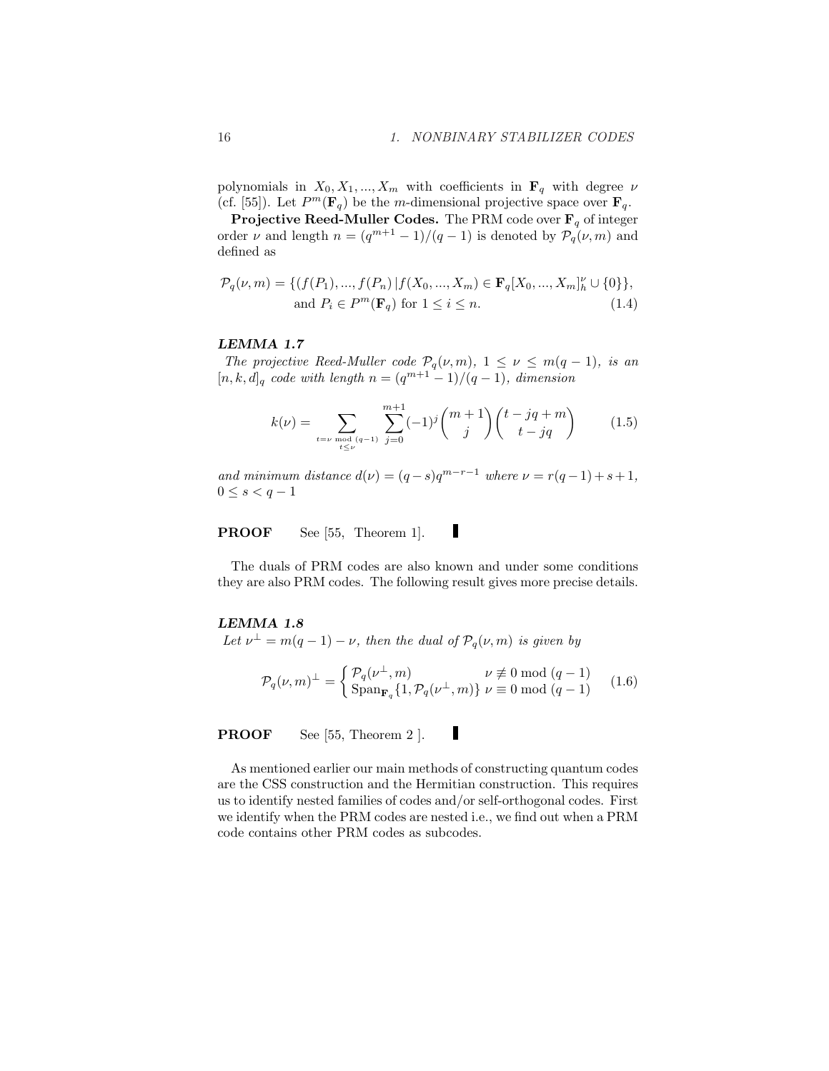polynomials in $X_0, X_1, ..., X_m$ with coefficients in $\mathbf{F}_q$ with degree $\nu$ (cf. [55]). Let $P^m(\mathbf{F}_q)$ be the $m$-dimensional projective space over $\mathbf{F}_q$.

**Projective Reed-Muller Codes.** The PRM code over $\mathbf{F}_q$ of integer order $\nu$ and length $n = (q^{m+1}-1)/(q-1)$ is denoted by $\mathcal{P}_q(\nu, m)$ and defined as

$$\mathcal{P}_q(\nu, m) = \{(f(P_1), ..., f(P_n) \,|\, f(X_0, ..., X_m) \in \mathbf{F}_q[X_0, ..., X_m]_h^\nu \cup \{0\}\}, \text{ and } P_i \in P^m(\mathbf{F}_q) \text{ for } 1 \leq i \leq n. \tag{1.4}$$

***LEMMA 1.7***

*The projective Reed-Muller code $\mathcal{P}_q(\nu, m)$, $1 \leq \nu \leq m(q-1)$, is an $[n, k, d]_q$ code with length $n = (q^{m+1}-1)/(q-1)$, dimension*

$$k(\nu) = \sum_{\substack{t=\nu \bmod (q-1) \\ t \leq \nu}} \sum_{j=0}^{m+1} (-1)^j \binom{m+1}{j} \binom{t-jq+m}{t-jq} \tag{1.5}$$

*and minimum distance $d(\nu) = (q-s)q^{m-r-1}$ where $\nu = r(q-1)+s+1$, $0 \leq s < q-1$*

**PROOF** See [55, Theorem 1]. ▮

The duals of PRM codes are also known and under some conditions they are also PRM codes. The following result gives more precise details.

***LEMMA 1.8***

*Let $\nu^\perp = m(q-1) - \nu$, then the dual of $\mathcal{P}_q(\nu, m)$ is given by*

$$\mathcal{P}_q(\nu, m)^\perp = \begin{cases} \mathcal{P}_q(\nu^\perp, m) & \nu \not\equiv 0 \bmod (q-1) \\ \mathrm{Span}_{\mathbf{F}_q}\{1, \mathcal{P}_q(\nu^\perp, m)\} & \nu \equiv 0 \bmod (q-1) \end{cases} \tag{1.6}$$

**PROOF** See [55, Theorem 2 ]. ▮

As mentioned earlier our main methods of constructing quantum codes are the CSS construction and the Hermitian construction. This requires us to identify nested families of codes and/or self-orthogonal codes. First we identify when the PRM codes are nested i.e., we find out when a PRM code contains other PRM codes as subcodes.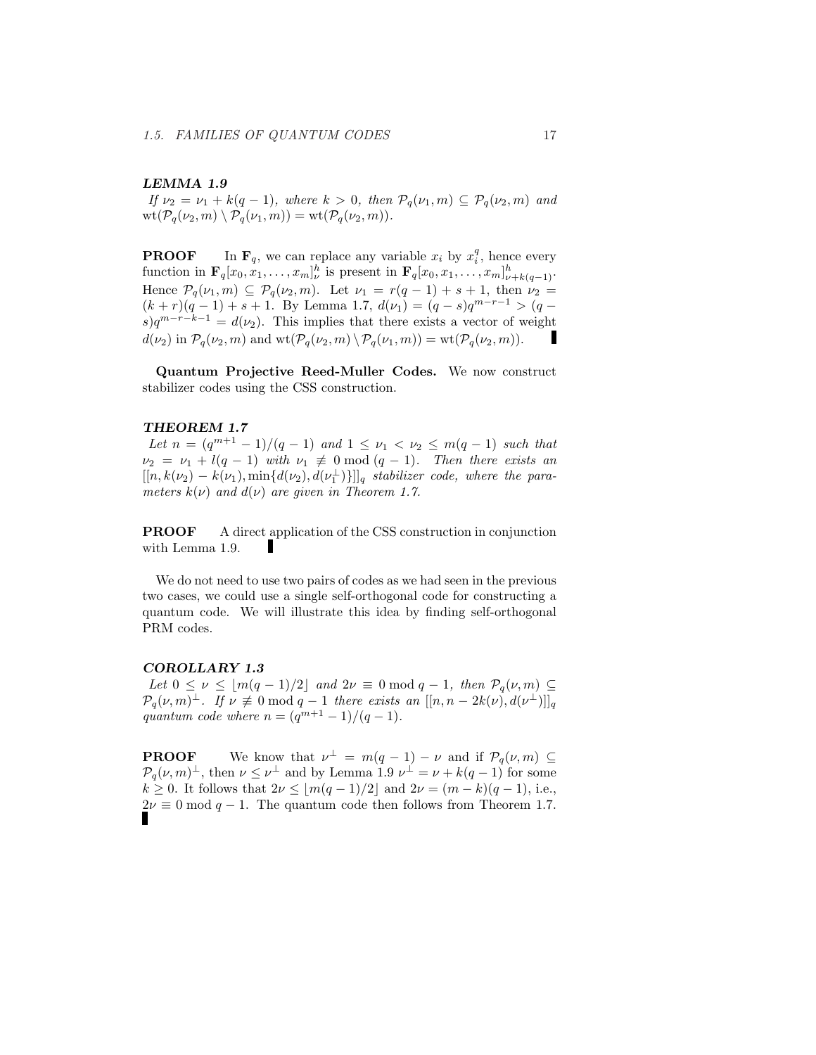***LEMMA 1.9***
*If $\nu_2 = \nu_1 + k(q-1)$, where $k > 0$, then $\mathcal{P}_q(\nu_1, m) \subseteq \mathcal{P}_q(\nu_2, m)$ and $\mathrm{wt}(\mathcal{P}_q(\nu_2, m) \setminus \mathcal{P}_q(\nu_1, m)) = \mathrm{wt}(\mathcal{P}_q(\nu_2, m))$.*

**PROOF** In $\mathbf{F}_q$, we can replace any variable $x_i$ by $x_i^q$, hence every function in $\mathbf{F}_q[x_0, x_1, \ldots, x_m]_\nu^h$ is present in $\mathbf{F}_q[x_0, x_1, \ldots, x_m]_{\nu+k(q-1)}^h$. Hence $\mathcal{P}_q(\nu_1, m) \subseteq \mathcal{P}_q(\nu_2, m)$. Let $\nu_1 = r(q-1) + s + 1$, then $\nu_2 = (k+r)(q-1) + s + 1$. By Lemma 1.7, $d(\nu_1) = (q-s)q^{m-r-1} > (q-s)q^{m-r-k-1} = d(\nu_2)$. This implies that there exists a vector of weight $d(\nu_2)$ in $\mathcal{P}_q(\nu_2, m)$ and $\mathrm{wt}(\mathcal{P}_q(\nu_2, m) \setminus \mathcal{P}_q(\nu_1, m)) = \mathrm{wt}(\mathcal{P}_q(\nu_2, m))$. ∎

**Quantum Projective Reed-Muller Codes.** We now construct stabilizer codes using the CSS construction.

***THEOREM 1.7***
*Let $n = (q^{m+1} - 1)/(q-1)$ and $1 \leq \nu_1 < \nu_2 \leq m(q-1)$ such that $\nu_2 = \nu_1 + l(q-1)$ with $\nu_1 \not\equiv 0 \bmod (q-1)$. Then there exists an $[[n, k(\nu_2) - k(\nu_1), \min\{d(\nu_2), d(\nu_1^\perp)\}]]_q$ stabilizer code, where the parameters $k(\nu)$ and $d(\nu)$ are given in Theorem 1.7.*

**PROOF** A direct application of the CSS construction in conjunction with Lemma 1.9. ∎

We do not need to use two pairs of codes as we had seen in the previous two cases, we could use a single self-orthogonal code for constructing a quantum code. We will illustrate this idea by finding self-orthogonal PRM codes.

***COROLLARY 1.3***
*Let $0 \leq \nu \leq \lfloor m(q-1)/2 \rfloor$ and $2\nu \equiv 0 \bmod q-1$, then $\mathcal{P}_q(\nu, m) \subseteq \mathcal{P}_q(\nu, m)^\perp$. If $\nu \not\equiv 0 \bmod q-1$ there exists an $[[n, n-2k(\nu), d(\nu^\perp)]]_q$ quantum code where $n = (q^{m+1}-1)/(q-1)$.*

**PROOF** We know that $\nu^\perp = m(q-1) - \nu$ and if $\mathcal{P}_q(\nu, m) \subseteq \mathcal{P}_q(\nu, m)^\perp$, then $\nu \leq \nu^\perp$ and by Lemma 1.9 $\nu^\perp = \nu + k(q-1)$ for some $k \geq 0$. It follows that $2\nu \leq \lfloor m(q-1)/2 \rfloor$ and $2\nu = (m-k)(q-1)$, i.e., $2\nu \equiv 0 \bmod q-1$. The quantum code then follows from Theorem 1.7. ∎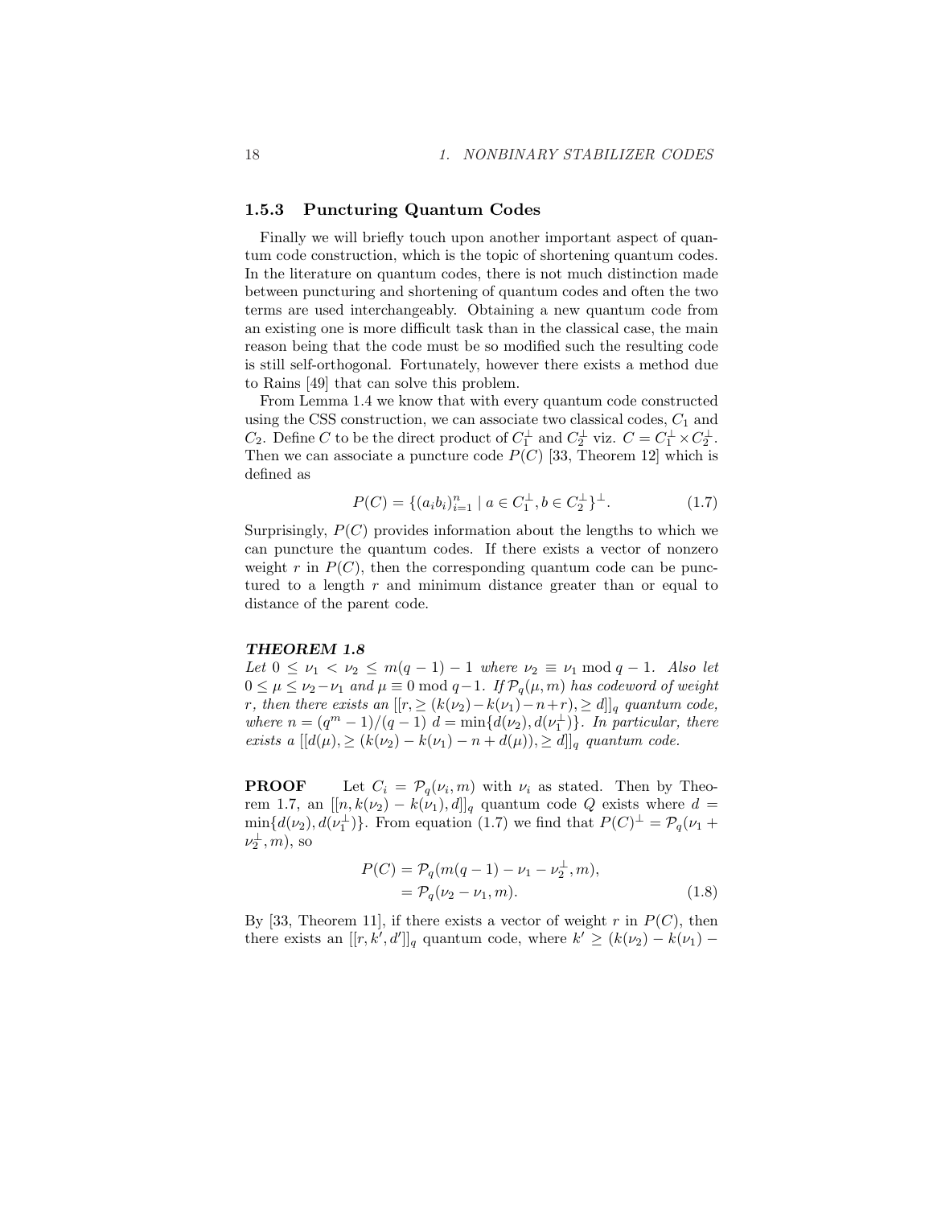### 1.5.3 Puncturing Quantum Codes

Finally we will briefly touch upon another important aspect of quantum code construction, which is the topic of shortening quantum codes. In the literature on quantum codes, there is not much distinction made between puncturing and shortening of quantum codes and often the two terms are used interchangeably. Obtaining a new quantum code from an existing one is more difficult task than in the classical case, the main reason being that the code must be so modified such the resulting code is still self-orthogonal. Fortunately, however there exists a method due to Rains [49] that can solve this problem.

From Lemma 1.4 we know that with every quantum code constructed using the CSS construction, we can associate two classical codes, $C_1$ and $C_2$. Define $C$ to be the direct product of $C_1^\perp$ and $C_2^\perp$ viz. $C = C_1^\perp \times C_2^\perp$. Then we can associate a puncture code $P(C)$ [33, Theorem 12] which is defined as

$$P(C) = \{(a_i b_i)_{i=1}^n \mid a \in C_1^\perp, b \in C_2^\perp\}^\perp. \tag{1.7}$$

Surprisingly, $P(C)$ provides information about the lengths to which we can puncture the quantum codes. If there exists a vector of nonzero weight $r$ in $P(C)$, then the corresponding quantum code can be punctured to a length $r$ and minimum distance greater than or equal to distance of the parent code.

***THEOREM 1.8***
*Let $0 \leq \nu_1 < \nu_2 \leq m(q-1) - 1$ where $\nu_2 \equiv \nu_1 \bmod q-1$. Also let $0 \leq \mu \leq \nu_2 - \nu_1$ and $\mu \equiv 0 \bmod q-1$. If $\mathcal{P}_q(\mu, m)$ has codeword of weight $r$, then there exists an $[[r, \geq (k(\nu_2) - k(\nu_1) - n + r), \geq d]]_q$ quantum code, where $n = (q^m - 1)/(q-1)$ $d = \min\{d(\nu_2), d(\nu_1^\perp)\}$. In particular, there exists a $[[d(\mu), \geq (k(\nu_2) - k(\nu_1) - n + d(\mu)), \geq d]]_q$ quantum code.*

**PROOF** Let $C_i = \mathcal{P}_q(\nu_i, m)$ with $\nu_i$ as stated. Then by Theorem 1.7, an $[[n, k(\nu_2) - k(\nu_1), d]]_q$ quantum code $Q$ exists where $d = \min\{d(\nu_2), d(\nu_1^\perp)\}$. From equation (1.7) we find that $P(C)^\perp = \mathcal{P}_q(\nu_1 + \nu_2^\perp, m)$, so

$$\begin{aligned} P(C) &= \mathcal{P}_q(m(q-1) - \nu_1 - \nu_2^\perp, m), \\ &= \mathcal{P}_q(\nu_2 - \nu_1, m). \end{aligned} \tag{1.8}$$

By [33, Theorem 11], if there exists a vector of weight $r$ in $P(C)$, then there exists an $[[r, k', d']]_q$ quantum code, where $k' \geq (k(\nu_2) - k(\nu_1) -$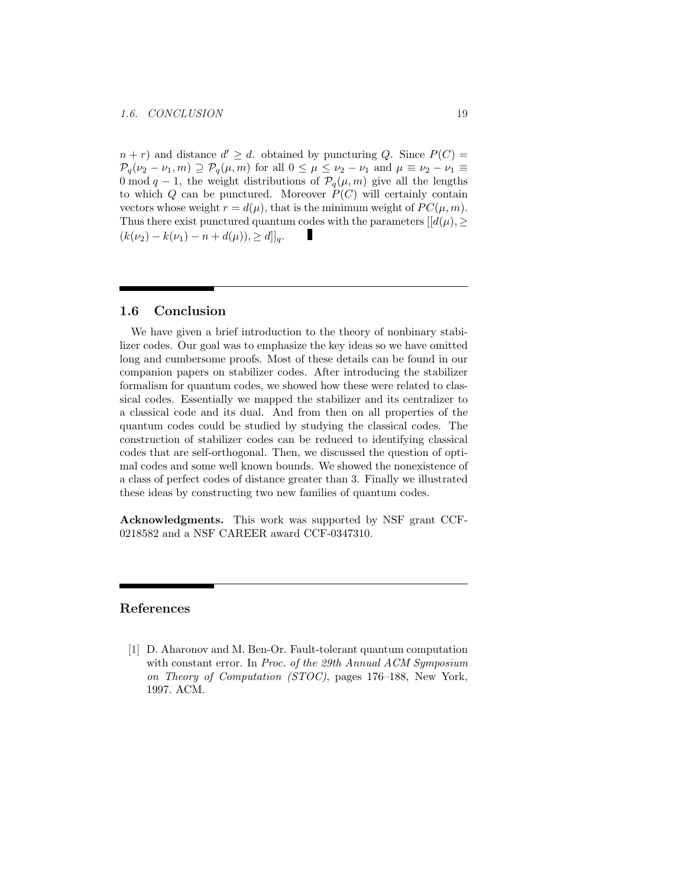$n + r$) and distance $d' \geq d$. obtained by puncturing $Q$. Since $P(C) = \mathcal{P}_q(\nu_2 - \nu_1, m) \supseteq \mathcal{P}_q(\mu, m)$ for all $0 \leq \mu \leq \nu_2 - \nu_1$ and $\mu \equiv \nu_2 - \nu_1 \equiv 0 \bmod q - 1$, the weight distributions of $\mathcal{P}_q(\mu, m)$ give all the lengths to which $Q$ can be punctured. Moreover $P(C)$ will certainly contain vectors whose weight $r = d(\mu)$, that is the minimum weight of $PC(\mu, m)$. Thus there exist punctured quantum codes with the parameters $[[d(\mu), \geq (k(\nu_2) - k(\nu_1) - n + d(\mu)), \geq d]]_q$. ∎

## 1.6 Conclusion

We have given a brief introduction to the theory of nonbinary stabilizer codes. Our goal was to emphasize the key ideas so we have omitted long and cumbersome proofs. Most of these details can be found in our companion papers on stabilizer codes. After introducing the stabilizer formalism for quantum codes, we showed how these were related to classical codes. Essentially we mapped the stabilizer and its centralizer to a classical code and its dual. And from then on all properties of the quantum codes could be studied by studying the classical codes. The construction of stabilizer codes can be reduced to identifying classical codes that are self-orthogonal. Then, we discussed the question of optimal codes and some well known bounds. We showed the nonexistence of a class of perfect codes of distance greater than 3. Finally we illustrated these ideas by constructing two new families of quantum codes.

**Acknowledgments.** This work was supported by NSF grant CCF-0218582 and a NSF CAREER award CCF-0347310.

## References

[1] D. Aharonov and M. Ben-Or. Fault-tolerant quantum computation with constant error. In *Proc. of the 29th Annual ACM Symposium on Theory of Computation (STOC)*, pages 176–188, New York, 1997. ACM.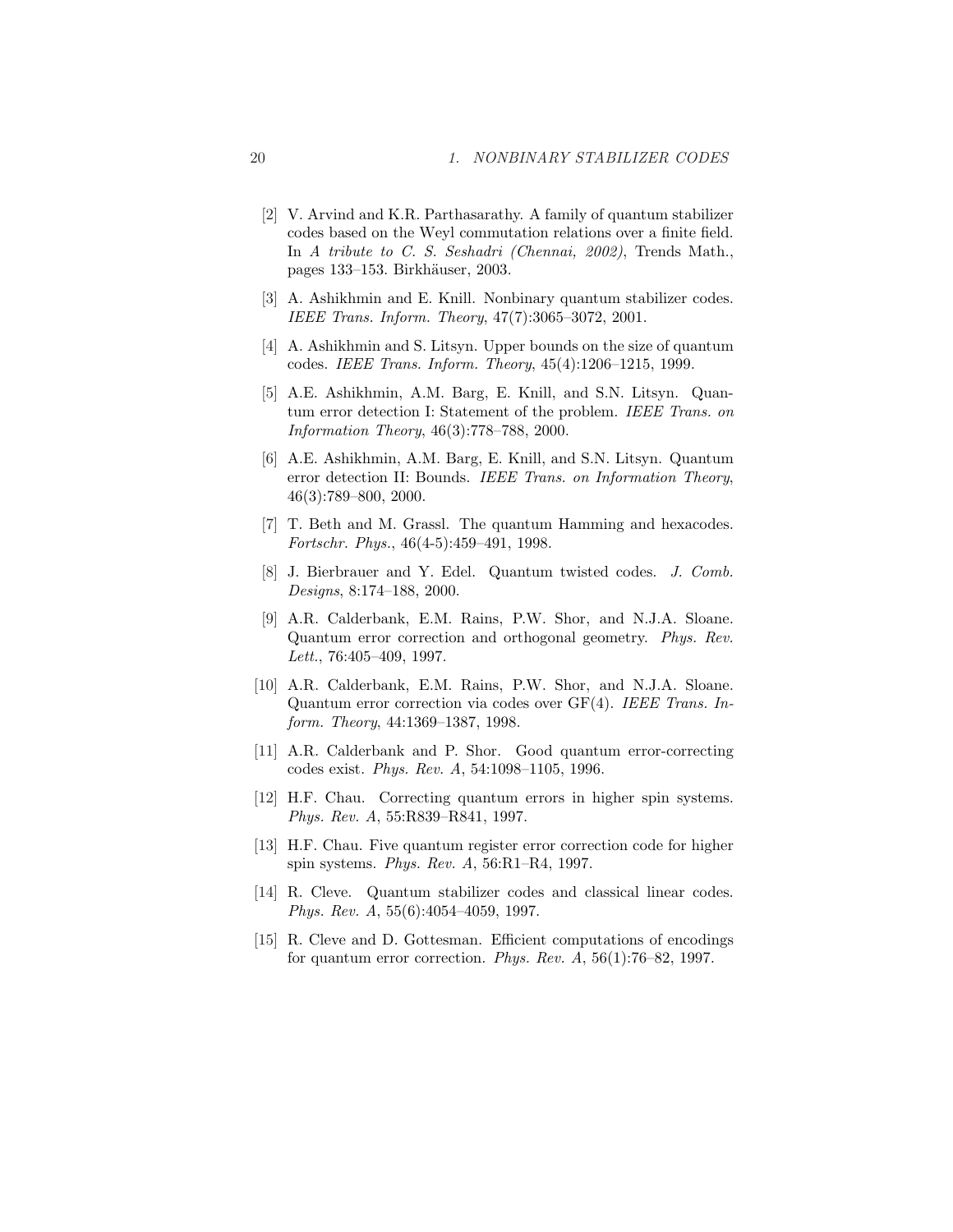[2] V. Arvind and K.R. Parthasarathy. A family of quantum stabilizer codes based on the Weyl commutation relations over a finite field. In *A tribute to C. S. Seshadri (Chennai, 2002)*, Trends Math., pages 133–153. Birkhäuser, 2003.

[3] A. Ashikhmin and E. Knill. Nonbinary quantum stabilizer codes. *IEEE Trans. Inform. Theory*, 47(7):3065–3072, 2001.

[4] A. Ashikhmin and S. Litsyn. Upper bounds on the size of quantum codes. *IEEE Trans. Inform. Theory*, 45(4):1206–1215, 1999.

[5] A.E. Ashikhmin, A.M. Barg, E. Knill, and S.N. Litsyn. Quantum error detection I: Statement of the problem. *IEEE Trans. on Information Theory*, 46(3):778–788, 2000.

[6] A.E. Ashikhmin, A.M. Barg, E. Knill, and S.N. Litsyn. Quantum error detection II: Bounds. *IEEE Trans. on Information Theory*, 46(3):789–800, 2000.

[7] T. Beth and M. Grassl. The quantum Hamming and hexacodes. *Fortschr. Phys.*, 46(4-5):459–491, 1998.

[8] J. Bierbrauer and Y. Edel. Quantum twisted codes. *J. Comb. Designs*, 8:174–188, 2000.

[9] A.R. Calderbank, E.M. Rains, P.W. Shor, and N.J.A. Sloane. Quantum error correction and orthogonal geometry. *Phys. Rev. Lett.*, 76:405–409, 1997.

[10] A.R. Calderbank, E.M. Rains, P.W. Shor, and N.J.A. Sloane. Quantum error correction via codes over GF(4). *IEEE Trans. Inform. Theory*, 44:1369–1387, 1998.

[11] A.R. Calderbank and P. Shor. Good quantum error-correcting codes exist. *Phys. Rev. A*, 54:1098–1105, 1996.

[12] H.F. Chau. Correcting quantum errors in higher spin systems. *Phys. Rev. A*, 55:R839–R841, 1997.

[13] H.F. Chau. Five quantum register error correction code for higher spin systems. *Phys. Rev. A*, 56:R1–R4, 1997.

[14] R. Cleve. Quantum stabilizer codes and classical linear codes. *Phys. Rev. A*, 55(6):4054–4059, 1997.

[15] R. Cleve and D. Gottesman. Efficient computations of encodings for quantum error correction. *Phys. Rev. A*, 56(1):76–82, 1997.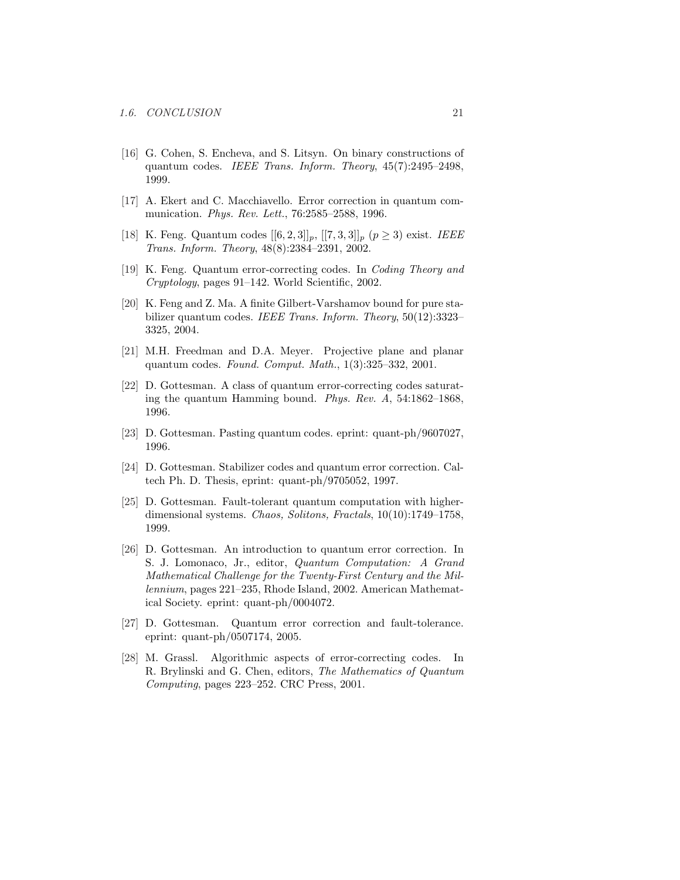[16] G. Cohen, S. Encheva, and S. Litsyn. On binary constructions of quantum codes. *IEEE Trans. Inform. Theory*, 45(7):2495–2498, 1999.

[17] A. Ekert and C. Macchiavello. Error correction in quantum communication. *Phys. Rev. Lett.*, 76:2585–2588, 1996.

[18] K. Feng. Quantum codes $[[6, 2, 3]]_p$, $[[7, 3, 3]]_p$ ($p \geq 3$) exist. *IEEE Trans. Inform. Theory*, 48(8):2384–2391, 2002.

[19] K. Feng. Quantum error-correcting codes. In *Coding Theory and Cryptology*, pages 91–142. World Scientific, 2002.

[20] K. Feng and Z. Ma. A finite Gilbert-Varshamov bound for pure stabilizer quantum codes. *IEEE Trans. Inform. Theory*, 50(12):3323–3325, 2004.

[21] M.H. Freedman and D.A. Meyer. Projective plane and planar quantum codes. *Found. Comput. Math.*, 1(3):325–332, 2001.

[22] D. Gottesman. A class of quantum error-correcting codes saturating the quantum Hamming bound. *Phys. Rev. A*, 54:1862–1868, 1996.

[23] D. Gottesman. Pasting quantum codes. eprint: quant-ph/9607027, 1996.

[24] D. Gottesman. Stabilizer codes and quantum error correction. Caltech Ph. D. Thesis, eprint: quant-ph/9705052, 1997.

[25] D. Gottesman. Fault-tolerant quantum computation with higher-dimensional systems. *Chaos, Solitons, Fractals*, 10(10):1749–1758, 1999.

[26] D. Gottesman. An introduction to quantum error correction. In S. J. Lomonaco, Jr., editor, *Quantum Computation: A Grand Mathematical Challenge for the Twenty-First Century and the Millennium*, pages 221–235, Rhode Island, 2002. American Mathematical Society. eprint: quant-ph/0004072.

[27] D. Gottesman. Quantum error correction and fault-tolerance. eprint: quant-ph/0507174, 2005.

[28] M. Grassl. Algorithmic aspects of error-correcting codes. In R. Brylinski and G. Chen, editors, *The Mathematics of Quantum Computing*, pages 223–252. CRC Press, 2001.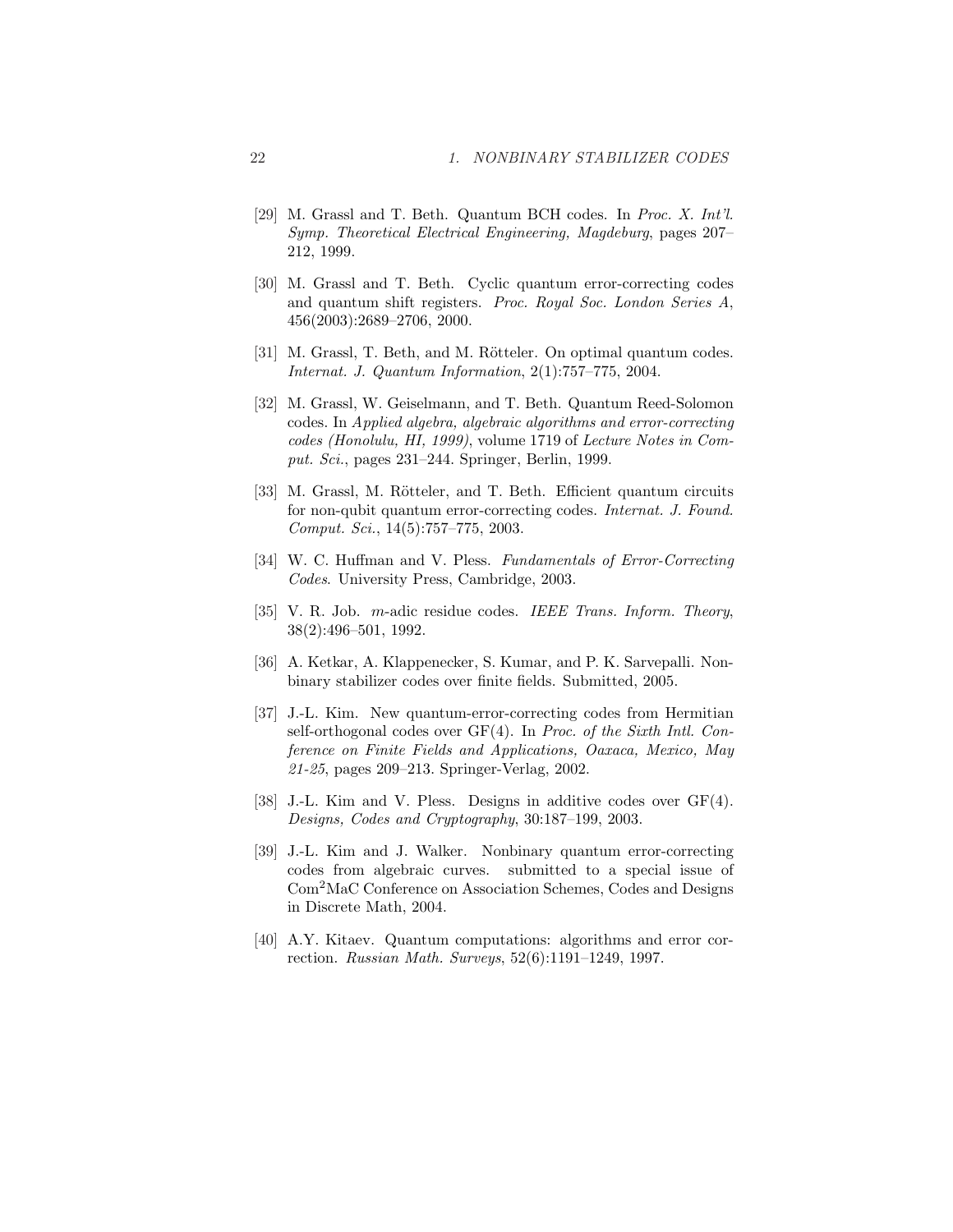[29] M. Grassl and T. Beth. Quantum BCH codes. In *Proc. X. Int'l. Symp. Theoretical Electrical Engineering, Magdeburg*, pages 207–212, 1999.

[30] M. Grassl and T. Beth. Cyclic quantum error-correcting codes and quantum shift registers. *Proc. Royal Soc. London Series A*, 456(2003):2689–2706, 2000.

[31] M. Grassl, T. Beth, and M. Rötteler. On optimal quantum codes. *Internat. J. Quantum Information*, 2(1):757–775, 2004.

[32] M. Grassl, W. Geiselmann, and T. Beth. Quantum Reed-Solomon codes. In *Applied algebra, algebraic algorithms and error-correcting codes (Honolulu, HI, 1999)*, volume 1719 of *Lecture Notes in Comput. Sci.*, pages 231–244. Springer, Berlin, 1999.

[33] M. Grassl, M. Rötteler, and T. Beth. Efficient quantum circuits for non-qubit quantum error-correcting codes. *Internat. J. Found. Comput. Sci.*, 14(5):757–775, 2003.

[34] W. C. Huffman and V. Pless. *Fundamentals of Error-Correcting Codes*. University Press, Cambridge, 2003.

[35] V. R. Job. *m*-adic residue codes. *IEEE Trans. Inform. Theory*, 38(2):496–501, 1992.

[36] A. Ketkar, A. Klappenecker, S. Kumar, and P. K. Sarvepalli. Nonbinary stabilizer codes over finite fields. Submitted, 2005.

[37] J.-L. Kim. New quantum-error-correcting codes from Hermitian self-orthogonal codes over GF(4). In *Proc. of the Sixth Intl. Conference on Finite Fields and Applications, Oaxaca, Mexico, May 21-25*, pages 209–213. Springer-Verlag, 2002.

[38] J.-L. Kim and V. Pless. Designs in additive codes over GF(4). *Designs, Codes and Cryptography*, 30:187–199, 2003.

[39] J.-L. Kim and J. Walker. Nonbinary quantum error-correcting codes from algebraic curves. submitted to a special issue of Com$^2$MaC Conference on Association Schemes, Codes and Designs in Discrete Math, 2004.

[40] A.Y. Kitaev. Quantum computations: algorithms and error correction. *Russian Math. Surveys*, 52(6):1191–1249, 1997.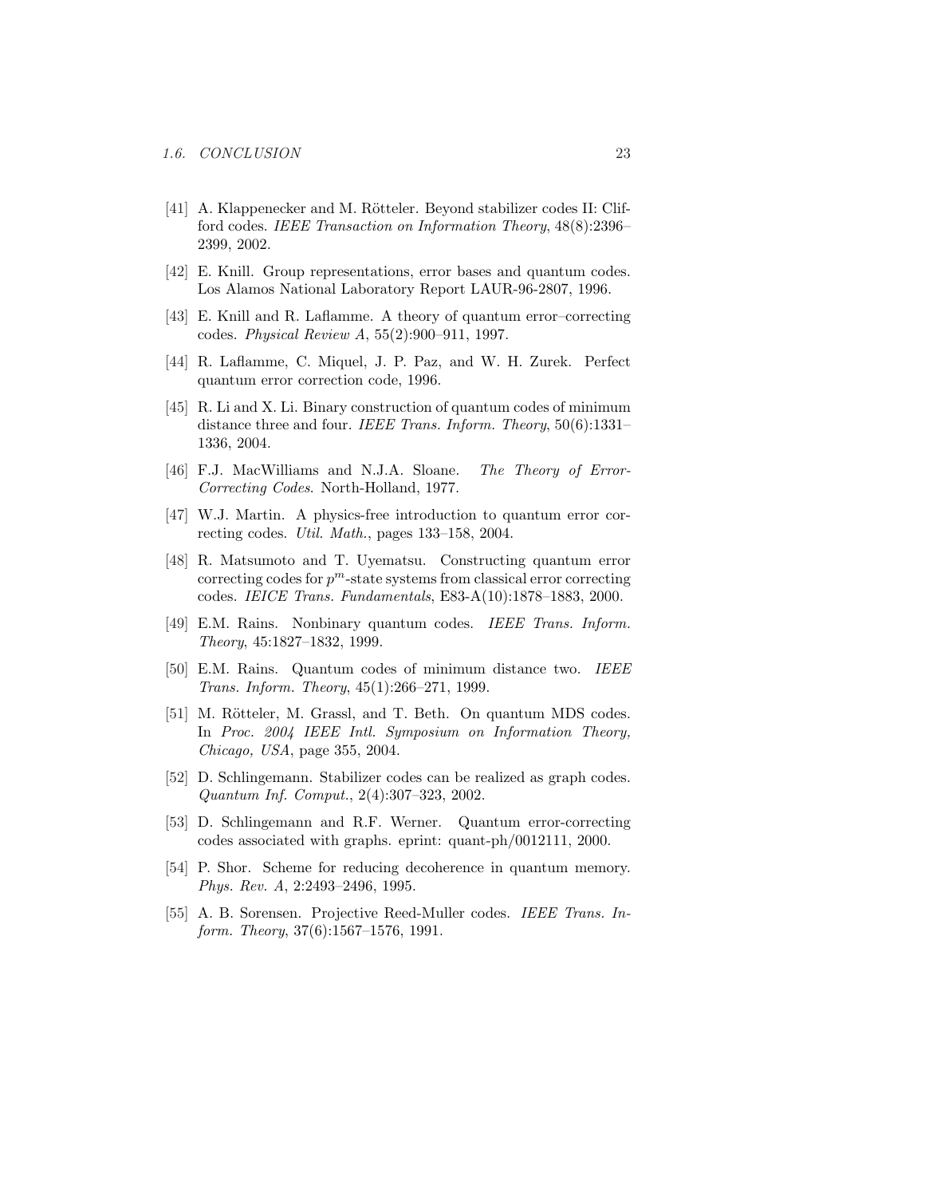[41] A. Klappenecker and M. Rötteler. Beyond stabilizer codes II: Clifford codes. *IEEE Transaction on Information Theory*, 48(8):2396–2399, 2002.

[42] E. Knill. Group representations, error bases and quantum codes. Los Alamos National Laboratory Report LAUR-96-2807, 1996.

[43] E. Knill and R. Laflamme. A theory of quantum error–correcting codes. *Physical Review A*, 55(2):900–911, 1997.

[44] R. Laflamme, C. Miquel, J. P. Paz, and W. H. Zurek. Perfect quantum error correction code, 1996.

[45] R. Li and X. Li. Binary construction of quantum codes of minimum distance three and four. *IEEE Trans. Inform. Theory*, 50(6):1331–1336, 2004.

[46] F.J. MacWilliams and N.J.A. Sloane. *The Theory of Error-Correcting Codes*. North-Holland, 1977.

[47] W.J. Martin. A physics-free introduction to quantum error correcting codes. *Util. Math.*, pages 133–158, 2004.

[48] R. Matsumoto and T. Uyematsu. Constructing quantum error correcting codes for $p^m$-state systems from classical error correcting codes. *IEICE Trans. Fundamentals*, E83-A(10):1878–1883, 2000.

[49] E.M. Rains. Nonbinary quantum codes. *IEEE Trans. Inform. Theory*, 45:1827–1832, 1999.

[50] E.M. Rains. Quantum codes of minimum distance two. *IEEE Trans. Inform. Theory*, 45(1):266–271, 1999.

[51] M. Rötteler, M. Grassl, and T. Beth. On quantum MDS codes. In *Proc. 2004 IEEE Intl. Symposium on Information Theory, Chicago, USA*, page 355, 2004.

[52] D. Schlingemann. Stabilizer codes can be realized as graph codes. *Quantum Inf. Comput.*, 2(4):307–323, 2002.

[53] D. Schlingemann and R.F. Werner. Quantum error-correcting codes associated with graphs. eprint: quant-ph/0012111, 2000.

[54] P. Shor. Scheme for reducing decoherence in quantum memory. *Phys. Rev. A*, 2:2493–2496, 1995.

[55] A. B. Sorensen. Projective Reed-Muller codes. *IEEE Trans. Inform. Theory*, 37(6):1567–1576, 1991.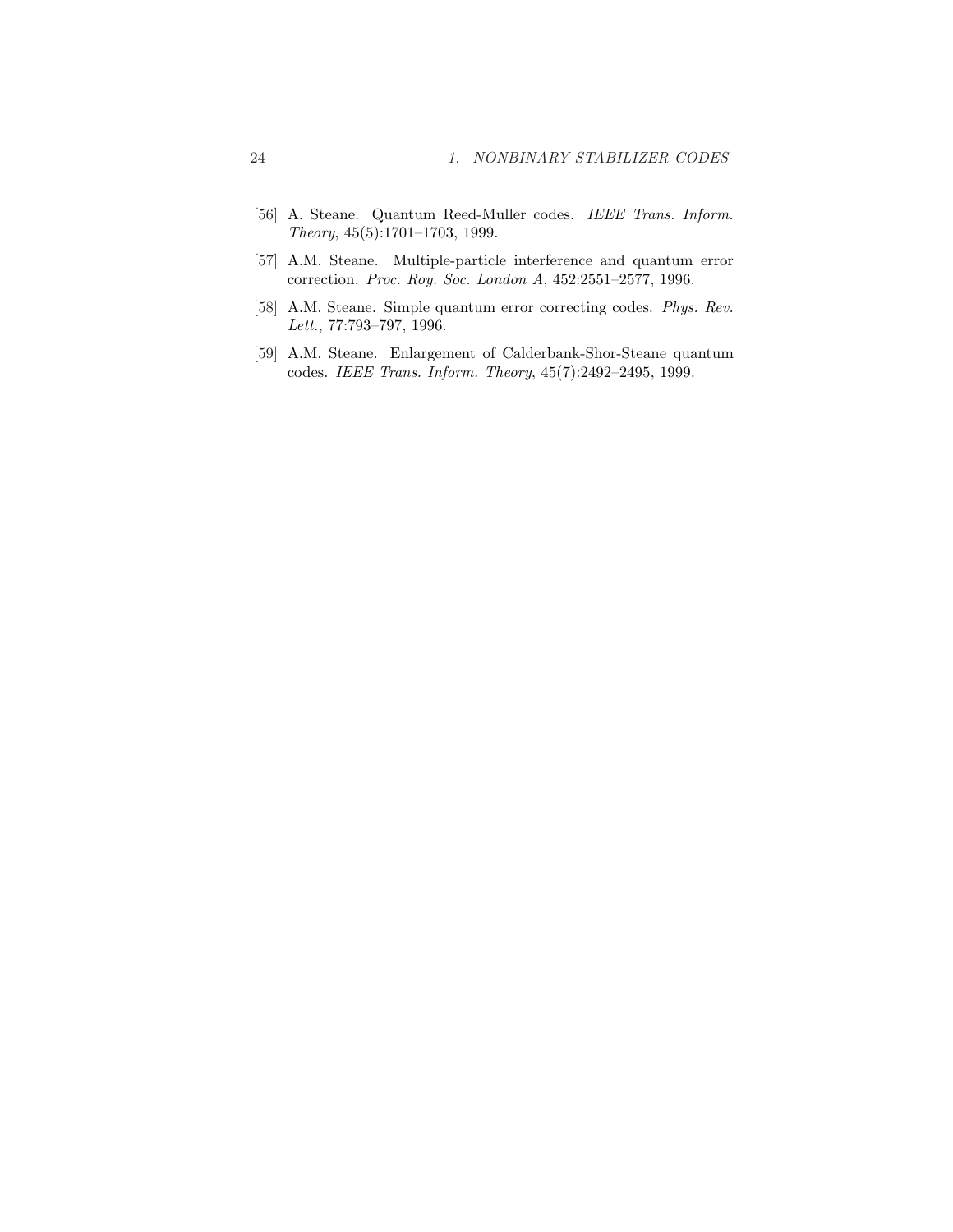[56] A. Steane. Quantum Reed-Muller codes. *IEEE Trans. Inform. Theory*, 45(5):1701–1703, 1999.

[57] A.M. Steane. Multiple-particle interference and quantum error correction. *Proc. Roy. Soc. London A*, 452:2551–2577, 1996.

[58] A.M. Steane. Simple quantum error correcting codes. *Phys. Rev. Lett.*, 77:793–797, 1996.

[59] A.M. Steane. Enlargement of Calderbank-Shor-Steane quantum codes. *IEEE Trans. Inform. Theory*, 45(7):2492–2495, 1999.